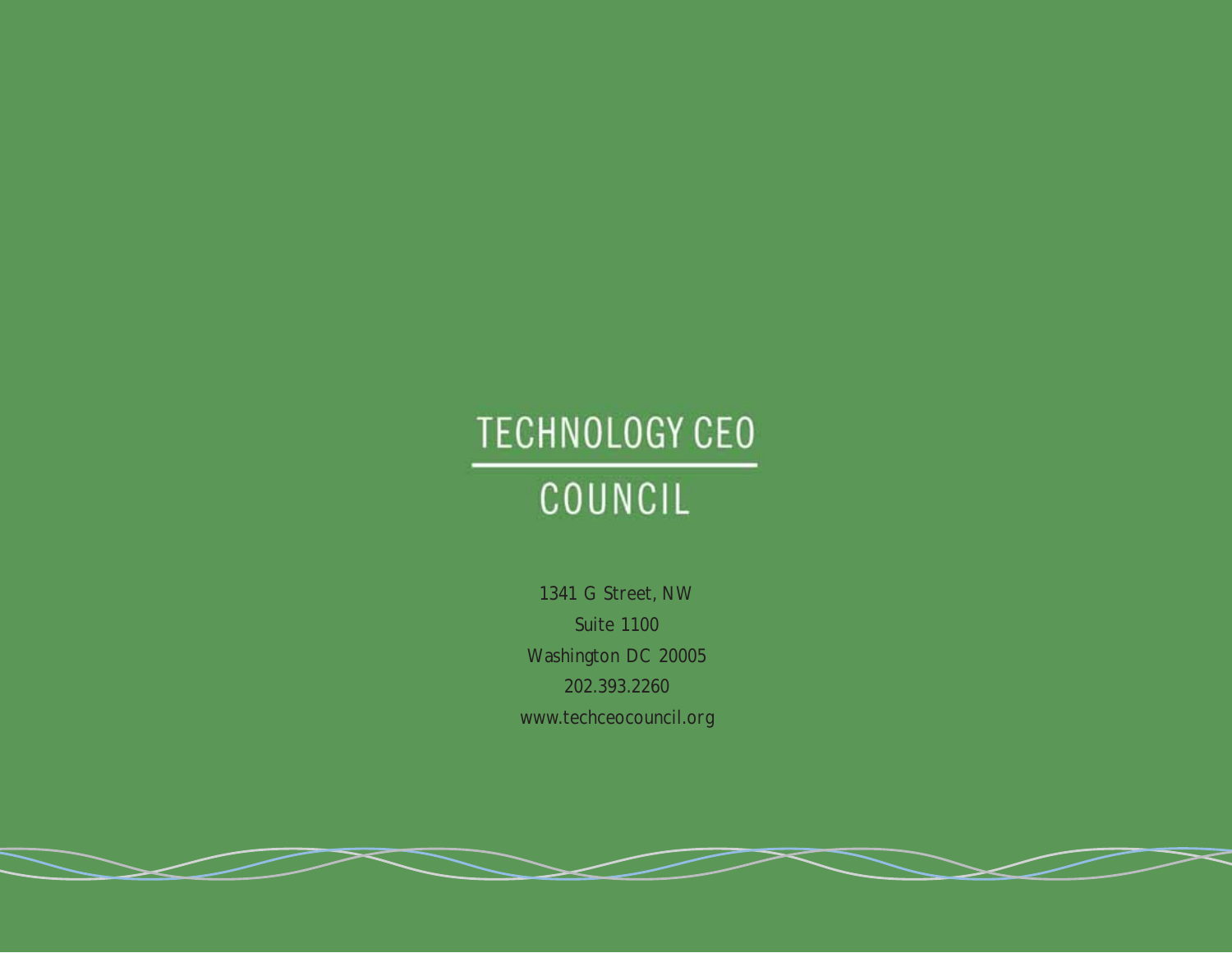# TECHNOLOGY CEO COUNCIL

1341 G Street, NW

Suite 1100

Washington DC 20005

202.393.2260

www.techceocouncil.org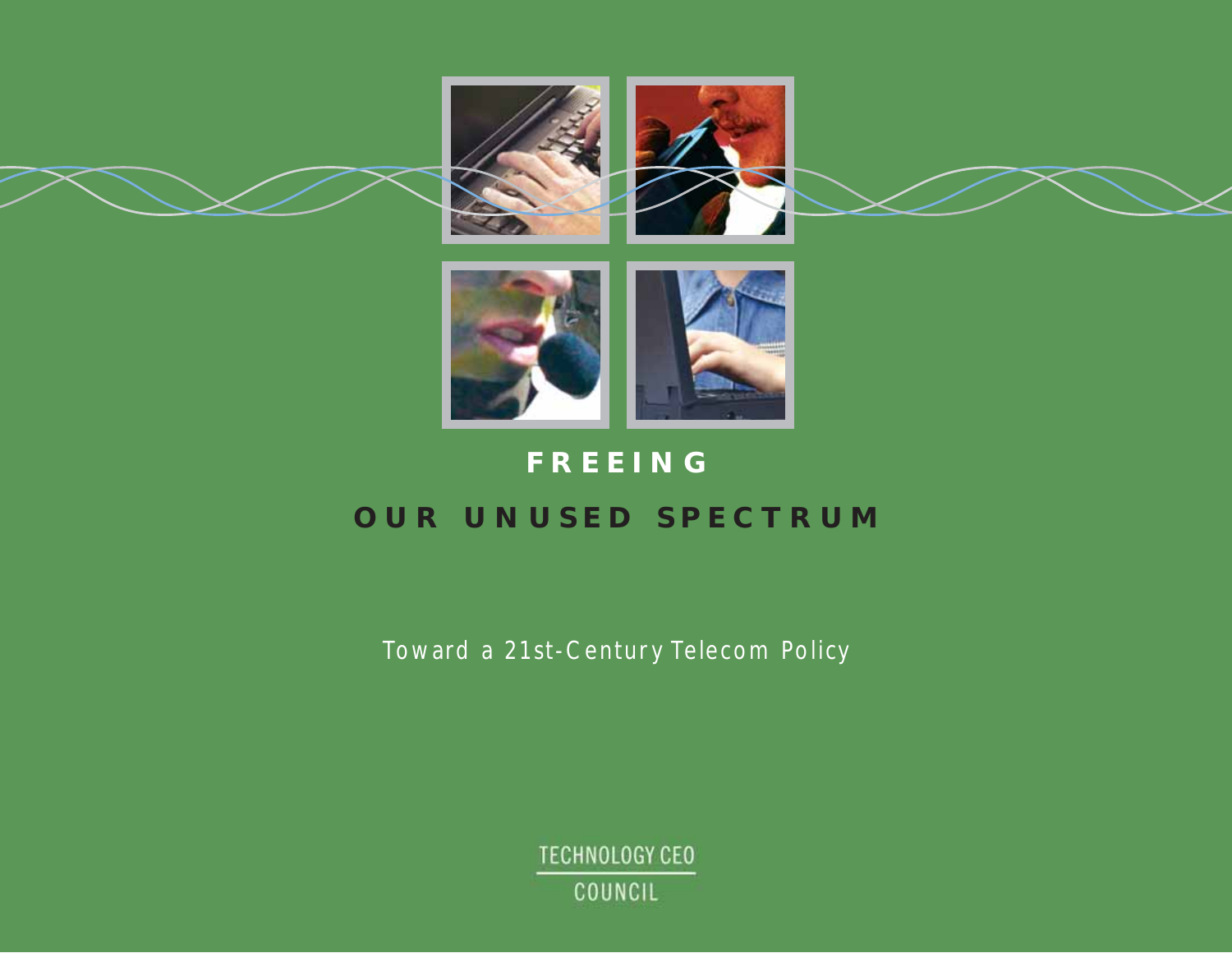# FREEING OUR UNUSED SPECTRUM

Toward a 21st-Century Telecom Policy

TECHNOLOGY CEO COUNCIL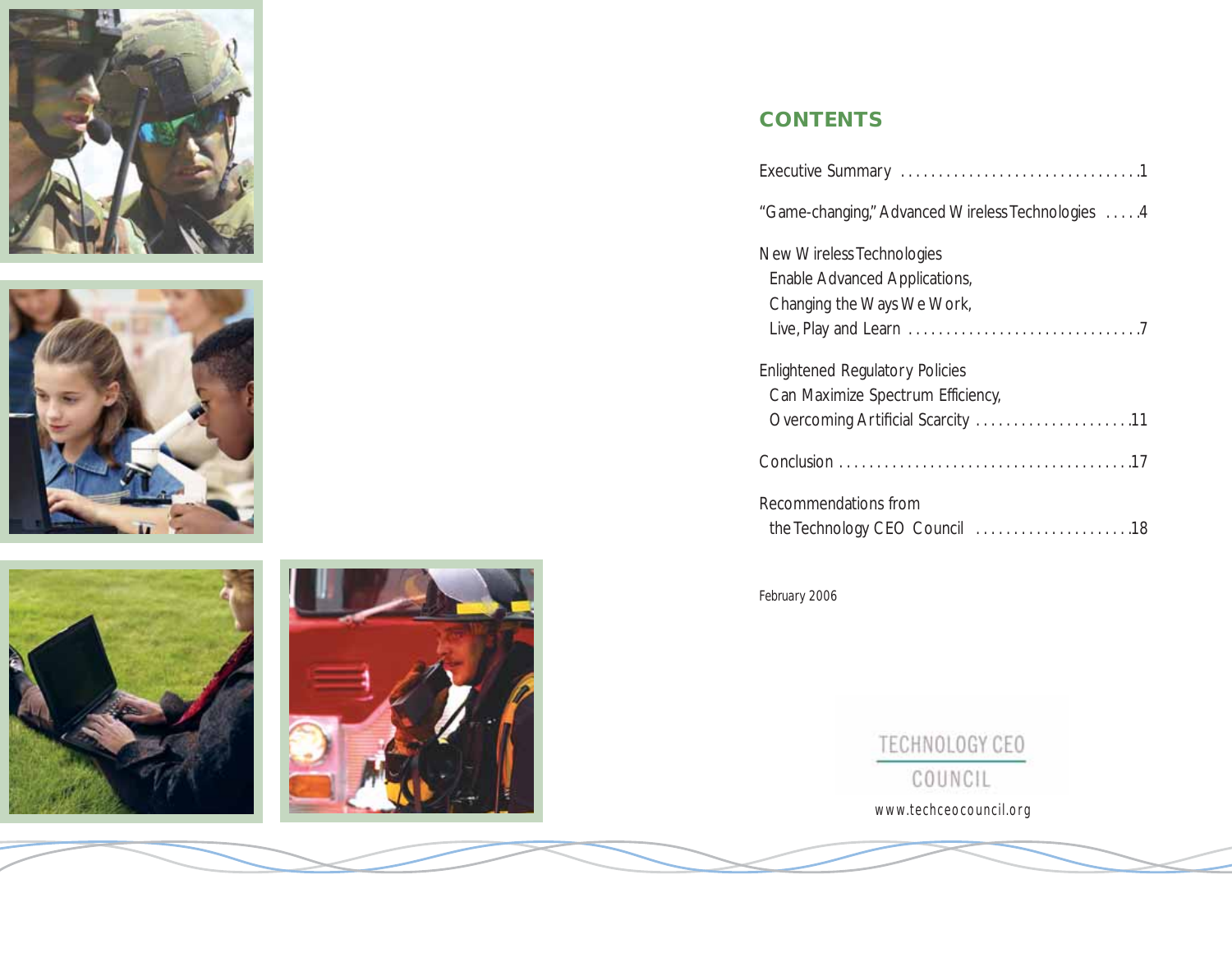## CONTENTS

Executive Summary ....................................1

"Game-changing," Advanced Wireless Technologies .....4

New Wireless Technologies
Enable Advanced Applications,
Changing the Ways We Work,
Live, Play and Learn ....................................7

Enlightened Regulatory Policies
Can Maximize Spectrum Efficiency,
Overcoming Artificial Scarcity ....................11

Conclusion ....................................17

Recommendations from
the Technology CEO Council ....................18

February 2006

TECHNOLOGY CEO COUNCIL

www.techceocouncil.org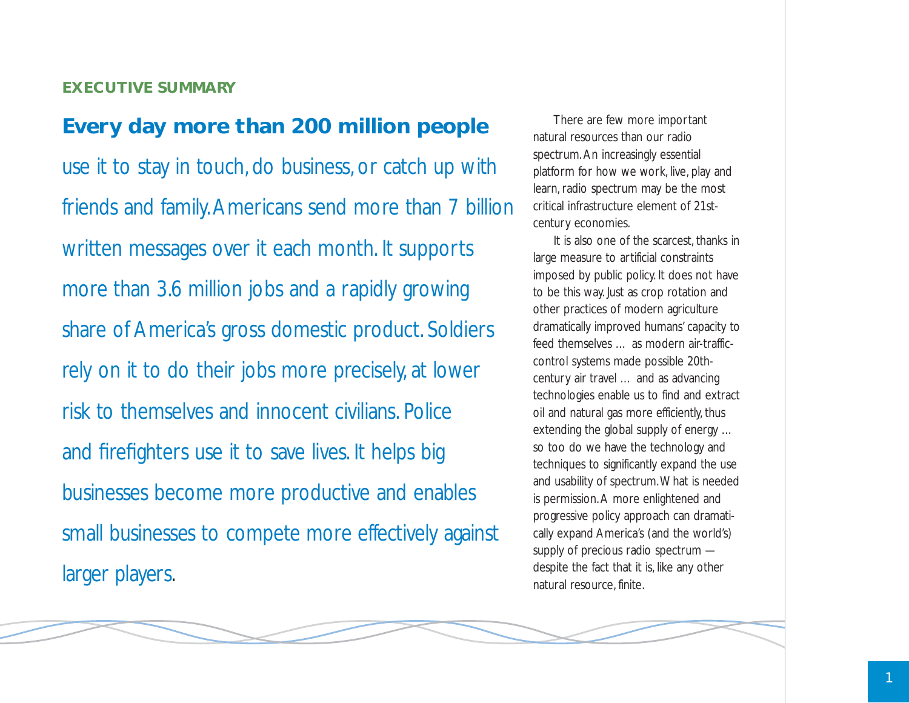## EXECUTIVE SUMMARY

**Every day more than 200 million people** use it to stay in touch, do business, or catch up with friends and family. Americans send more than 7 billion written messages over it each month. It supports more than 3.6 million jobs and a rapidly growing share of America's gross domestic product. Soldiers rely on it to do their jobs more precisely, at lower risk to themselves and innocent civilians. Police and firefighters use it to save lives. It helps big businesses become more productive and enables small businesses to compete more effectively against larger players.

There are few more important natural resources than our radio spectrum. An increasingly essential platform for how we work, live, play and learn, radio spectrum may be the most critical infrastructure element of 21st-century economies.

It is also one of the scarcest, thanks in large measure to artificial constraints imposed by public policy. It does not have to be this way. Just as crop rotation and other practices of modern agriculture dramatically improved humans' capacity to feed themselves … as modern air-traffic-control systems made possible 20th-century air travel … and as advancing technologies enable us to find and extract oil and natural gas more efficiently, thus extending the global supply of energy … so too do we have the technology and techniques to significantly expand the use and usability of spectrum. What is needed is permission. A more enlightened and progressive policy approach can dramatically expand America's (and the world's) supply of precious radio spectrum — despite the fact that it is, like any other natural resource, finite.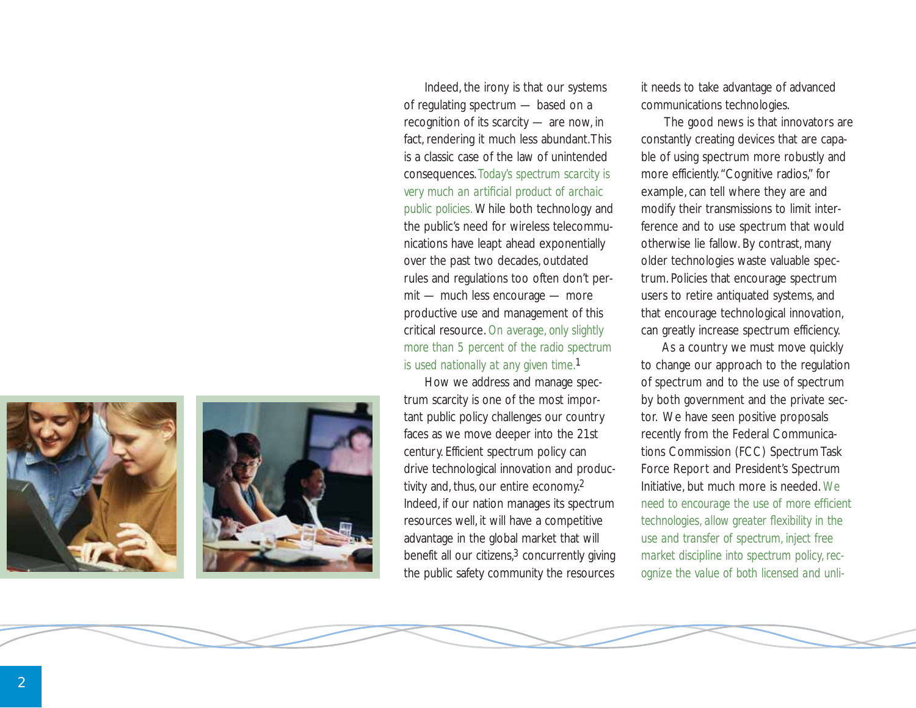Indeed, the irony is that our systems of regulating spectrum — based on a recognition of its scarcity — are now, in fact, rendering it much less abundant. This is a classic case of the law of unintended consequences. Today's spectrum scarcity is very much an artificial product of archaic public policies. While both technology and the public's need for wireless telecommunications have leapt ahead exponentially over the past two decades, outdated rules and regulations too often don't permit — much less encourage — more productive use and management of this critical resource. On average, only slightly more than 5 percent of the radio spectrum is used nationally at any given time.[1]

How we address and manage spectrum scarcity is one of the most important public policy challenges our country faces as we move deeper into the 21st century. Efficient spectrum policy can drive technological innovation and productivity and, thus, our entire economy.[2] Indeed, if our nation manages its spectrum resources well, it will have a competitive advantage in the global market that will benefit all our citizens,[3] concurrently giving the public safety community the resources it needs to take advantage of advanced communications technologies.

The good news is that innovators are constantly creating devices that are capable of using spectrum more robustly and more efficiently. "Cognitive radios," for example, can tell where they are and modify their transmissions to limit interference and to use spectrum that would otherwise lie fallow. By contrast, many older technologies waste valuable spectrum. Policies that encourage spectrum users to retire antiquated systems, and that encourage technological innovation, can greatly increase spectrum efficiency.

As a country we must move quickly to change our approach to the regulation of spectrum and to the use of spectrum by both government and the private sector. We have seen positive proposals recently from the Federal Communications Commission (FCC) Spectrum Task Force Report and President's Spectrum Initiative, but much more is needed. We need to encourage the use of more efficient technologies, allow greater flexibility in the use and transfer of spectrum, inject free market discipline into spectrum policy, recognize the value of both licensed and unli-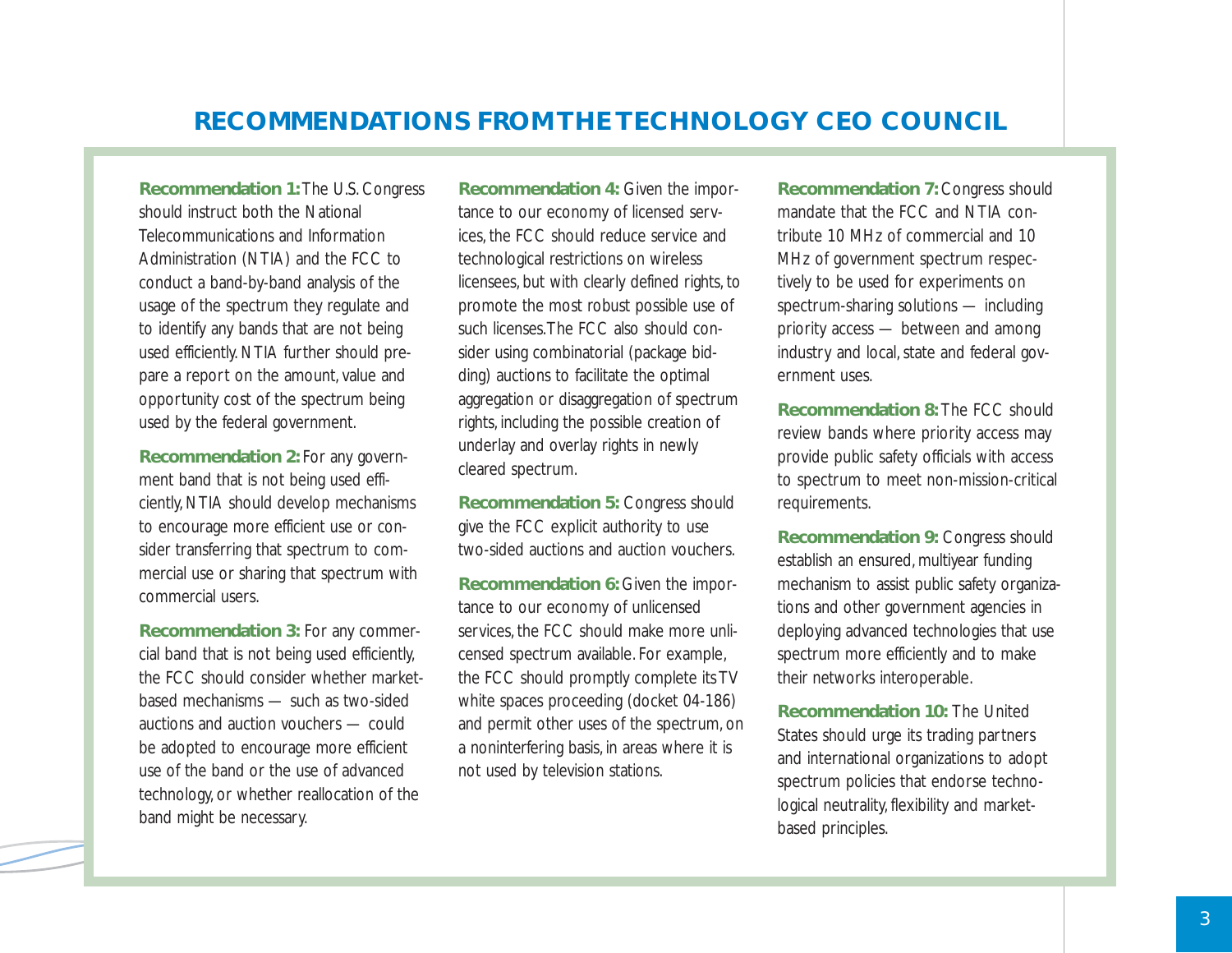## RECOMMENDATIONS FROM THE TECHNOLOGY CEO COUNCIL

**Recommendation 1:** The U.S. Congress should instruct both the National Telecommunications and Information Administration (NTIA) and the FCC to conduct a band-by-band analysis of the usage of the spectrum they regulate and to identify any bands that are not being used efficiently. NTIA further should prepare a report on the amount, value and opportunity cost of the spectrum being used by the federal government.

**Recommendation 2:** For any government band that is not being used efficiently, NTIA should develop mechanisms to encourage more efficient use or consider transferring that spectrum to commercial use or sharing that spectrum with commercial users.

**Recommendation 3:** For any commercial band that is not being used efficiently, the FCC should consider whether market-based mechanisms — such as two-sided auctions and auction vouchers — could be adopted to encourage more efficient use of the band or the use of advanced technology, or whether reallocation of the band might be necessary.

**Recommendation 4:** Given the importance to our economy of licensed services, the FCC should reduce service and technological restrictions on wireless licensees, but with clearly defined rights, to promote the most robust possible use of such licenses. The FCC also should consider using combinatorial (package bidding) auctions to facilitate the optimal aggregation or disaggregation of spectrum rights, including the possible creation of underlay and overlay rights in newly cleared spectrum.

**Recommendation 5:** Congress should give the FCC explicit authority to use two-sided auctions and auction vouchers.

**Recommendation 6:** Given the importance to our economy of unlicensed services, the FCC should make more unlicensed spectrum available. For example, the FCC should promptly complete its TV white spaces proceeding (docket 04-186) and permit other uses of the spectrum, on a noninterfering basis, in areas where it is not used by television stations.

**Recommendation 7:** Congress should mandate that the FCC and NTIA contribute 10 MHz of commercial and 10 MHz of government spectrum respectively to be used for experiments on spectrum-sharing solutions — including priority access — between and among industry and local, state and federal government uses.

**Recommendation 8:** The FCC should review bands where priority access may provide public safety officials with access to spectrum to meet non-mission-critical requirements.

**Recommendation 9:** Congress should establish an ensured, multiyear funding mechanism to assist public safety organizations and other government agencies in deploying advanced technologies that use spectrum more efficiently and to make their networks interoperable.

**Recommendation 10:** The United States should urge its trading partners and international organizations to adopt spectrum policies that endorse technological neutrality, flexibility and market-based principles.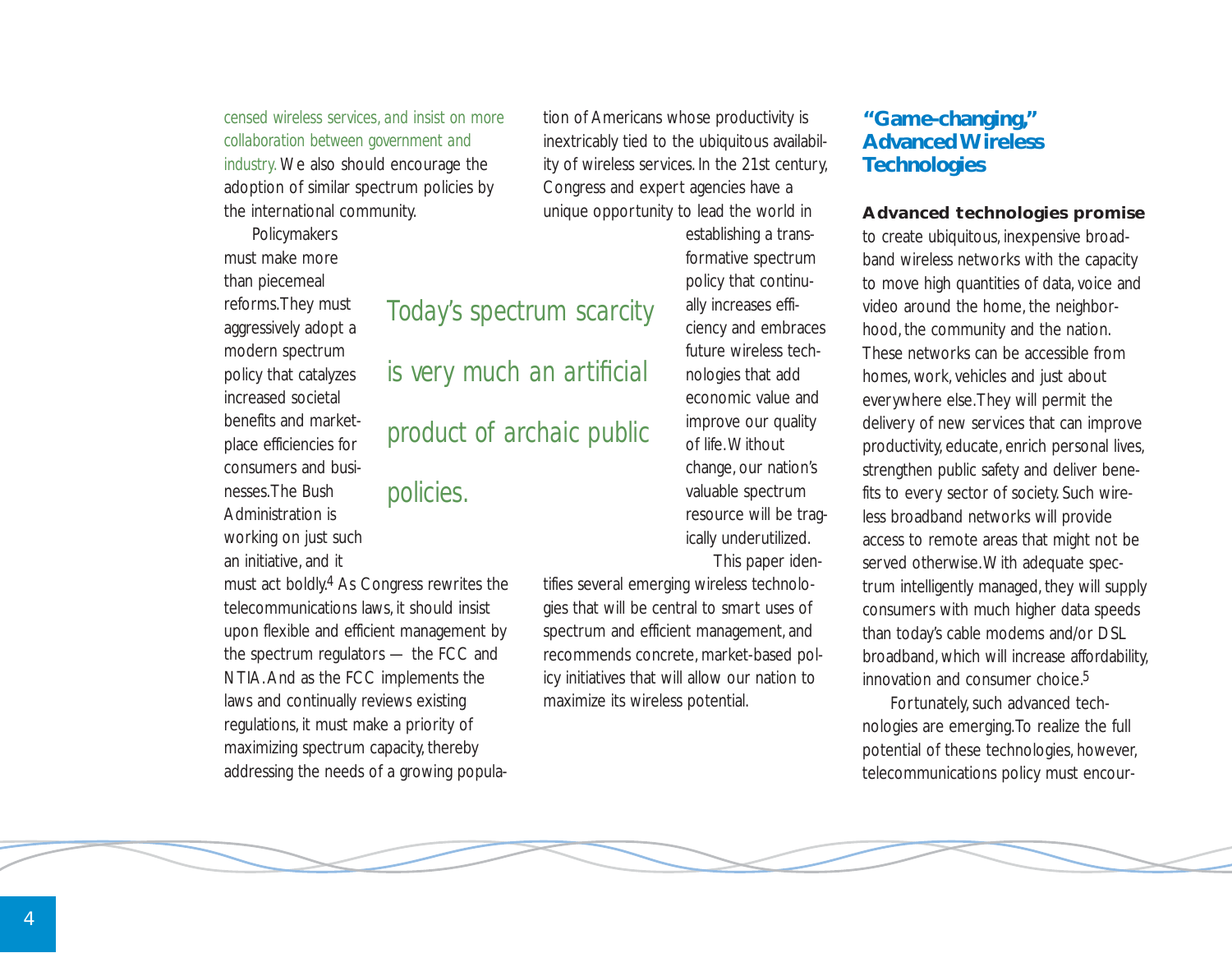censed wireless services, and insist on more collaboration between government and industry. We also should encourage the adoption of similar spectrum policies by the international community.

Policymakers must make more than piecemeal reforms. They must aggressively adopt a modern spectrum policy that catalyzes increased societal benefits and marketplace efficiencies for consumers and businesses. The Bush Administration is working on just such an initiative, and it must act boldly.[4] As Congress rewrites the telecommunications laws, it should insist upon flexible and efficient management by the spectrum regulators — the FCC and NTIA. And as the FCC implements the laws and continually reviews existing regulations, it must make a priority of maximizing spectrum capacity, thereby addressing the needs of a growing population of Americans whose productivity is inextricably tied to the ubiquitous availability of wireless services. In the 21st century, Congress and expert agencies have a unique opportunity to lead the world in establishing a transformative spectrum policy that continually increases efficiency and embraces future wireless technologies that add economic value and improve our quality of life. Without change, our nation's valuable spectrum resource will be tragically underutilized.

> Today's spectrum scarcity is very much an artificial product of archaic public policies.

This paper identifies several emerging wireless technologies that will be central to smart uses of spectrum and efficient management, and recommends concrete, market-based policy initiatives that will allow our nation to maximize its wireless potential.

## "Game-changing," Advanced Wireless Technologies

**Advanced technologies promise** to create ubiquitous, inexpensive broadband wireless networks with the capacity to move high quantities of data, voice and video around the home, the neighborhood, the community and the nation. These networks can be accessible from homes, work, vehicles and just about everywhere else. They will permit the delivery of new services that can improve productivity, educate, enrich personal lives, strengthen public safety and deliver benefits to every sector of society. Such wireless broadband networks will provide access to remote areas that might not be served otherwise. With adequate spectrum intelligently managed, they will supply consumers with much higher data speeds than today's cable modems and/or DSL broadband, which will increase affordability, innovation and consumer choice.[5]

Fortunately, such advanced technologies are emerging. To realize the full potential of these technologies, however, telecommunications policy must encour-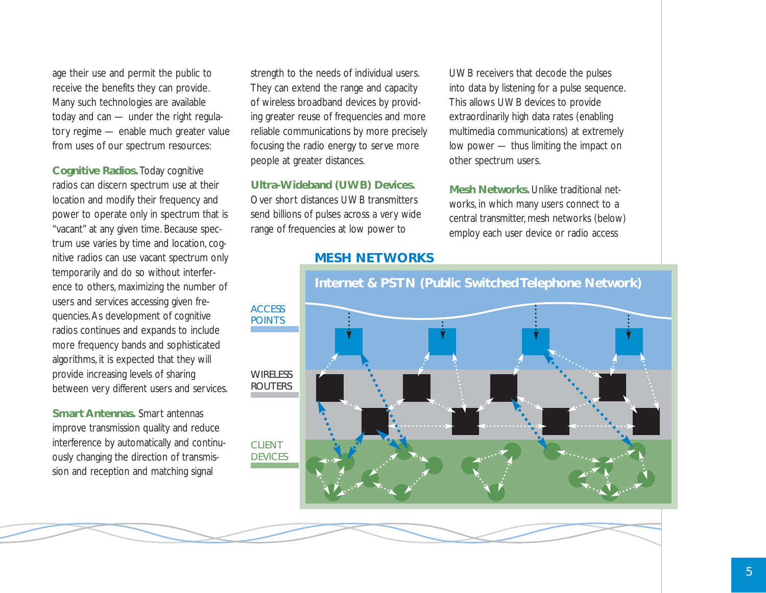age their use and permit the public to receive the benefits they can provide. Many such technologies are available today and can — under the right regulatory regime — enable much greater value from uses of our spectrum resources:

**Cognitive Radios.** Today cognitive radios can discern spectrum use at their location and modify their frequency and power to operate only in spectrum that is "vacant" at any given time. Because spectrum use varies by time and location, cognitive radios can use vacant spectrum only temporarily and do so without interference to others, maximizing the number of users and services accessing given frequencies. As development of cognitive radios continues and expands to include more frequency bands and sophisticated algorithms, it is expected that they will provide increasing levels of sharing between very different users and services.

**Smart Antennas.** Smart antennas improve transmission quality and reduce interference by automatically and continuously changing the direction of transmission and reception and matching signal strength to the needs of individual users. They can extend the range and capacity of wireless broadband devices by providing greater reuse of frequencies and more reliable communications by more precisely focusing the radio energy to serve more people at greater distances.

**Ultra-Wideband (UWB) Devices.** Over short distances UWB transmitters send billions of pulses across a very wide range of frequencies at low power to UWB receivers that decode the pulses into data by listening for a pulse sequence. This allows UWB devices to provide extraordinarily high data rates (enabling multimedia communications) at extremely low power — thus limiting the impact on other spectrum users.

**Mesh Networks.** Unlike traditional networks, in which many users connect to a central transmitter, mesh networks (below) employ each user device or radio access

## MESH NETWORKS

Internet & PSTN (Public Switched Telephone Network)

ACCESS POINTS

WIRELESS ROUTERS

CLIENT DEVICES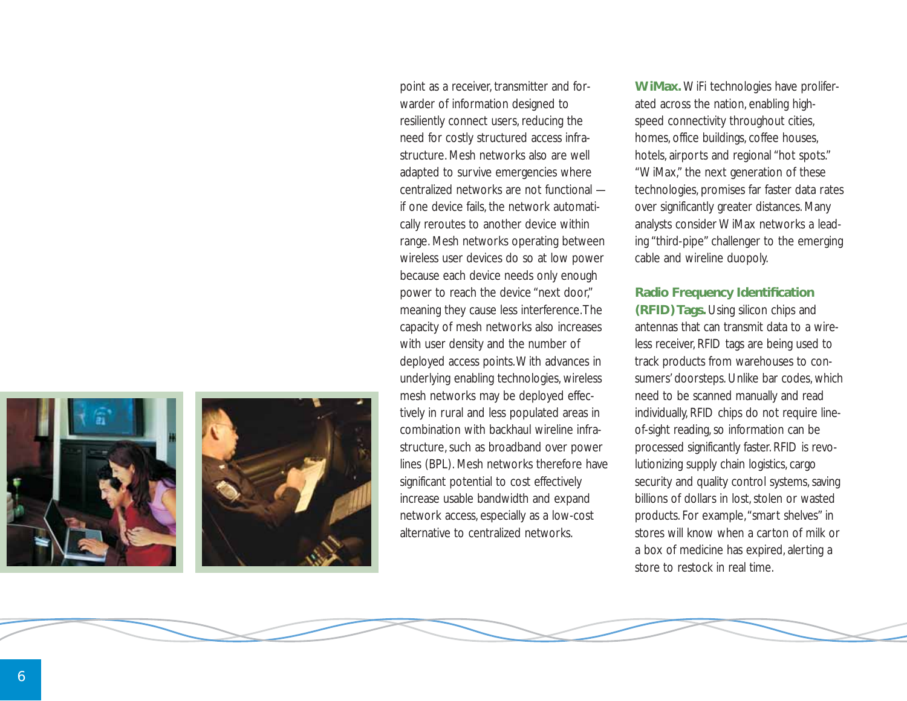point as a receiver, transmitter and forwarder of information designed to resiliently connect users, reducing the need for costly structured access infrastructure. Mesh networks also are well adapted to survive emergencies where centralized networks are not functional — if one device fails, the network automatically reroutes to another device within range. Mesh networks operating between wireless user devices do so at low power because each device needs only enough power to reach the device "next door," meaning they cause less interference. The capacity of mesh networks also increases with user density and the number of deployed access points. With advances in underlying enabling technologies, wireless mesh networks may be deployed effectively in rural and less populated areas in combination with backhaul wireline infrastructure, such as broadband over power lines (BPL). Mesh networks therefore have significant potential to cost effectively increase usable bandwidth and expand network access, especially as a low-cost alternative to centralized networks.

**WiMax.** WiFi technologies have proliferated across the nation, enabling high-speed connectivity throughout cities, homes, office buildings, coffee houses, hotels, airports and regional "hot spots." "WiMax," the next generation of these technologies, promises far faster data rates over significantly greater distances. Many analysts consider WiMax networks a leading "third-pipe" challenger to the emerging cable and wireline duopoly.

**Radio Frequency Identification (RFID) Tags.** Using silicon chips and antennas that can transmit data to a wireless receiver, RFID tags are being used to track products from warehouses to consumers' doorsteps. Unlike bar codes, which need to be scanned manually and read individually, RFID chips do not require line-of-sight reading, so information can be processed significantly faster. RFID is revolutionizing supply chain logistics, cargo security and quality control systems, saving billions of dollars in lost, stolen or wasted products. For example, "smart shelves" in stores will know when a carton of milk or a box of medicine has expired, alerting a store to restock in real time.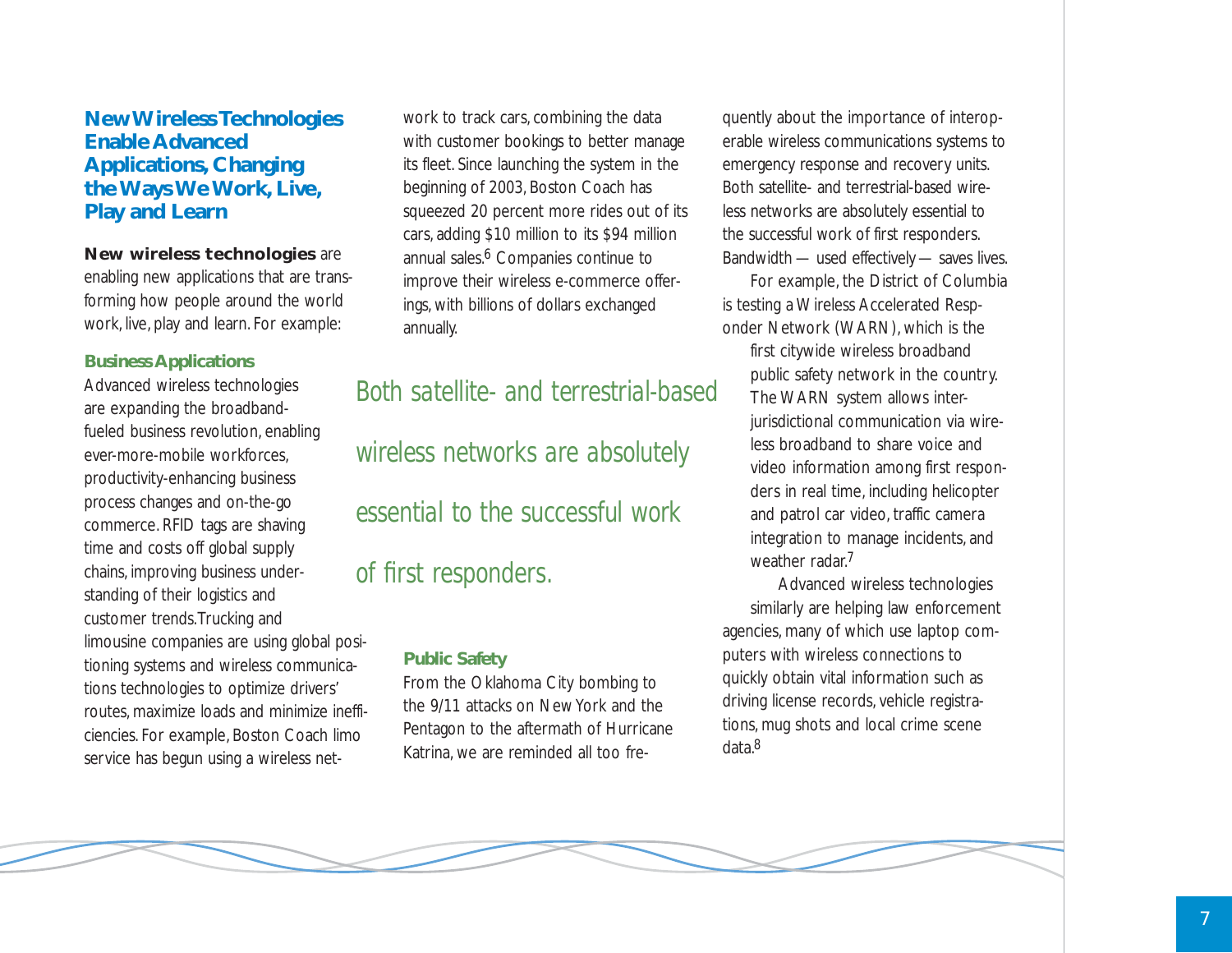## New Wireless Technologies Enable Advanced Applications, Changing the Ways We Work, Live, Play and Learn

**New wireless technologies** are enabling new applications that are transforming how people around the world work, live, play and learn. For example:

### Business Applications

Advanced wireless technologies are expanding the broadband-fueled business revolution, enabling ever-more-mobile workforces, productivity-enhancing business process changes and on-the-go commerce. RFID tags are shaving time and costs off global supply chains, improving business understanding of their logistics and customer trends. Trucking and limousine companies are using global positioning systems and wireless communications technologies to optimize drivers' routes, maximize loads and minimize inefficiencies. For example, Boston Coach limo service has begun using a wireless network to track cars, combining the data with customer bookings to better manage its fleet. Since launching the system in the beginning of 2003, Boston Coach has squeezed 20 percent more rides out of its cars, adding $10 million to its $94 million annual sales.[6] Companies continue to improve their wireless e-commerce offerings, with billions of dollars exchanged annually.

> Both satellite- and terrestrial-based wireless networks are absolutely essential to the successful work of first responders.

### Public Safety

From the Oklahoma City bombing to the 9/11 attacks on New York and the Pentagon to the aftermath of Hurricane Katrina, we are reminded all too frequently about the importance of interoperable wireless communications systems to emergency response and recovery units. Both satellite- and terrestrial-based wireless networks are absolutely essential to the successful work of first responders. Bandwidth — used effectively — saves lives.

For example, the District of Columbia is testing a Wireless Accelerated Responder Network (WARN), which is the first citywide wireless broadband public safety network in the country. The WARN system allows inter-jurisdictional communication via wireless broadband to share voice and video information among first responders in real time, including helicopter and patrol car video, traffic camera integration to manage incidents, and weather radar.[7]

Advanced wireless technologies similarly are helping law enforcement agencies, many of which use laptop computers with wireless connections to quickly obtain vital information such as driving license records, vehicle registrations, mug shots and local crime scene data.[8]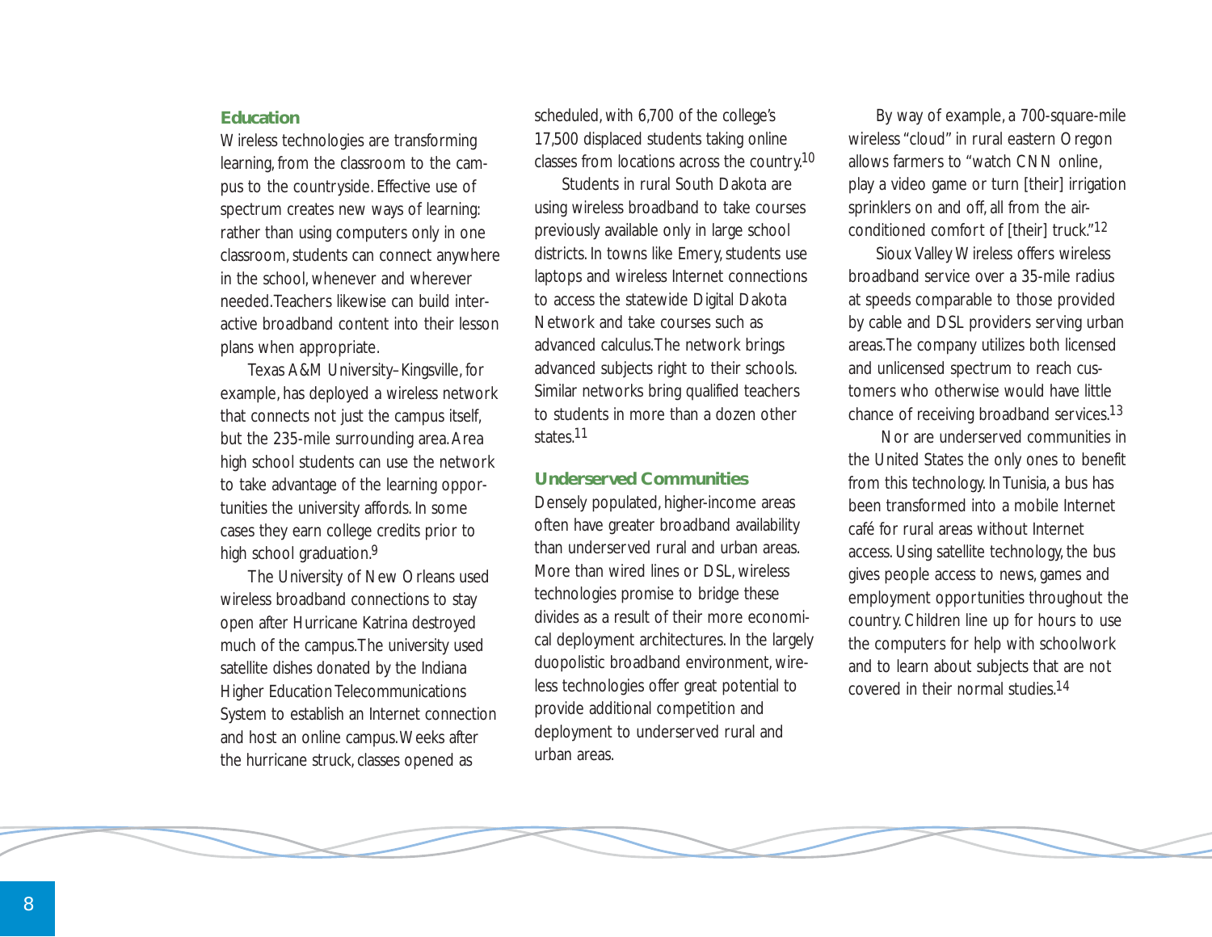### Education

Wireless technologies are transforming learning, from the classroom to the campus to the countryside. Effective use of spectrum creates new ways of learning: rather than using computers only in one classroom, students can connect anywhere in the school, whenever and wherever needed. Teachers likewise can build interactive broadband content into their lesson plans when appropriate.

Texas A&M University–Kingsville, for example, has deployed a wireless network that connects not just the campus itself, but the 235-mile surrounding area. Area high school students can use the network to take advantage of the learning opportunities the university affords. In some cases they earn college credits prior to high school graduation.[9]

The University of New Orleans used wireless broadband connections to stay open after Hurricane Katrina destroyed much of the campus. The university used satellite dishes donated by the Indiana Higher Education Telecommunications System to establish an Internet connection and host an online campus. Weeks after the hurricane struck, classes opened as scheduled, with 6,700 of the college's 17,500 displaced students taking online classes from locations across the country.[10]

Students in rural South Dakota are using wireless broadband to take courses previously available only in large school districts. In towns like Emery, students use laptops and wireless Internet connections to access the statewide Digital Dakota Network and take courses such as advanced calculus. The network brings advanced subjects right to their schools. Similar networks bring qualified teachers to students in more than a dozen other states.[11]

### Underserved Communities

Densely populated, higher-income areas often have greater broadband availability than underserved rural and urban areas. More than wired lines or DSL, wireless technologies promise to bridge these divides as a result of their more economical deployment architectures. In the largely duopolistic broadband environment, wireless technologies offer great potential to provide additional competition and deployment to underserved rural and urban areas.

By way of example, a 700-square-mile wireless "cloud" in rural eastern Oregon allows farmers to "watch CNN online, play a video game or turn [their] irrigation sprinklers on and off, all from the air-conditioned comfort of [their] truck."[12]

Sioux Valley Wireless offers wireless broadband service over a 35-mile radius at speeds comparable to those provided by cable and DSL providers serving urban areas. The company utilizes both licensed and unlicensed spectrum to reach customers who otherwise would have little chance of receiving broadband services.[13]

Nor are underserved communities in the United States the only ones to benefit from this technology. In Tunisia, a bus has been transformed into a mobile Internet café for rural areas without Internet access. Using satellite technology, the bus gives people access to news, games and employment opportunities throughout the country. Children line up for hours to use the computers for help with schoolwork and to learn about subjects that are not covered in their normal studies.[14]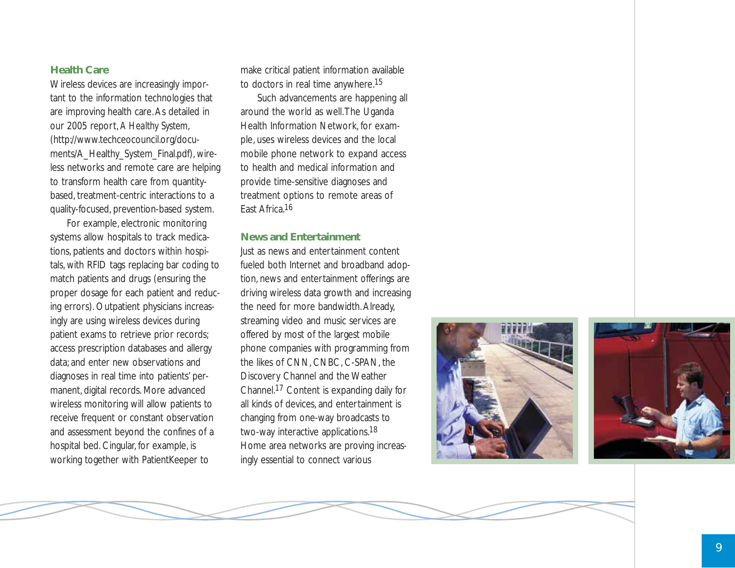### Health Care

Wireless devices are increasingly important to the information technologies that are improving health care. As detailed in our 2005 report, A Healthy System, (http://www.techceocouncil.org/documents/A_Healthy_System_Final.pdf), wireless networks and remote care are helping to transform health care from quantity-based, treatment-centric interactions to a quality-focused, prevention-based system.

For example, electronic monitoring systems allow hospitals to track medications, patients and doctors within hospitals, with RFID tags replacing bar coding to match patients and drugs (ensuring the proper dosage for each patient and reducing errors). Outpatient physicians increasingly are using wireless devices during patient exams to retrieve prior records; access prescription databases and allergy data; and enter new observations and diagnoses in real time into patients' permanent, digital records. More advanced wireless monitoring will allow patients to receive frequent or constant observation and assessment beyond the confines of a hospital bed. Cingular, for example, is working together with PatientKeeper to make critical patient information available to doctors in real time anywhere.[15]

Such advancements are happening all around the world as well. The Uganda Health Information Network, for example, uses wireless devices and the local mobile phone network to expand access to health and medical information and provide time-sensitive diagnoses and treatment options to remote areas of East Africa.[16]

### News and Entertainment

Just as news and entertainment content fueled both Internet and broadband adoption, news and entertainment offerings are driving wireless data growth and increasing the need for more bandwidth. Already, streaming video and music services are offered by most of the largest mobile phone companies with programming from the likes of CNN, CNBC, C-SPAN, the Discovery Channel and the Weather Channel.[17] Content is expanding daily for all kinds of devices, and entertainment is changing from one-way broadcasts to two-way interactive applications.[18] Home area networks are proving increasingly essential to connect various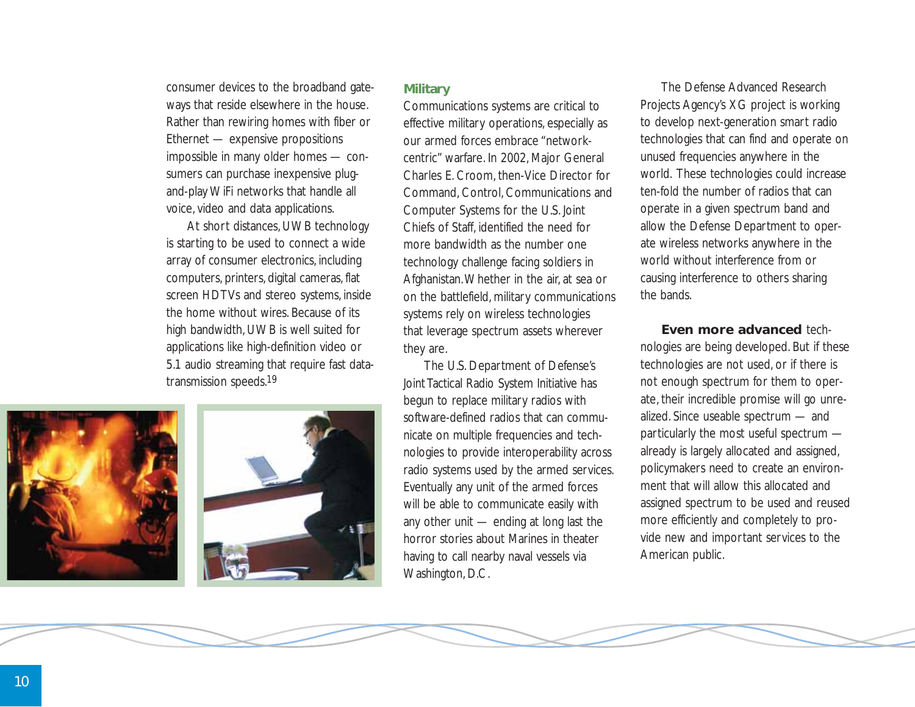consumer devices to the broadband gateways that reside elsewhere in the house. Rather than rewiring homes with fiber or Ethernet — expensive propositions impossible in many older homes — consumers can purchase inexpensive plug-and-play WiFi networks that handle all voice, video and data applications.

At short distances, UWB technology is starting to be used to connect a wide array of consumer electronics, including computers, printers, digital cameras, flat screen HDTVs and stereo systems, inside the home without wires. Because of its high bandwidth, UWB is well suited for applications like high-definition video or 5.1 audio streaming that require fast data-transmission speeds.[19]

### Military

Communications systems are critical to effective military operations, especially as our armed forces embrace "network-centric" warfare. In 2002, Major General Charles E. Croom, then-Vice Director for Command, Control, Communications and Computer Systems for the U.S. Joint Chiefs of Staff, identified the need for more bandwidth as the number one technology challenge facing soldiers in Afghanistan. Whether in the air, at sea or on the battlefield, military communications systems rely on wireless technologies that leverage spectrum assets wherever they are.

The U.S. Department of Defense's Joint Tactical Radio System Initiative has begun to replace military radios with software-defined radios that can communicate on multiple frequencies and technologies to provide interoperability across radio systems used by the armed services. Eventually any unit of the armed forces will be able to communicate easily with any other unit — ending at long last the horror stories about Marines in theater having to call nearby naval vessels via Washington, D.C.

The Defense Advanced Research Projects Agency's XG project is working to develop next-generation smart radio technologies that can find and operate on unused frequencies anywhere in the world. These technologies could increase ten-fold the number of radios that can operate in a given spectrum band and allow the Defense Department to operate wireless networks anywhere in the world without interference from or causing interference to others sharing the bands.

**Even more advanced** technologies are being developed. But if these technologies are not used, or if there is not enough spectrum for them to operate, their incredible promise will go unrealized. Since useable spectrum — and particularly the most useful spectrum — already is largely allocated and assigned, policymakers need to create an environment that will allow this allocated and assigned spectrum to be used and reused more efficiently and completely to provide new and important services to the American public.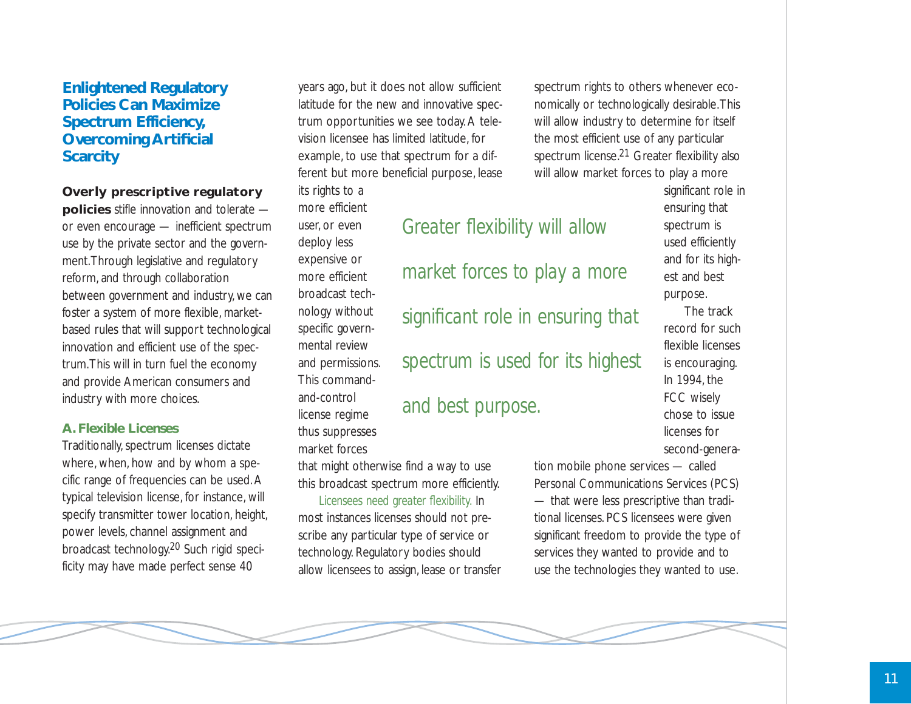## Enlightened Regulatory Policies Can Maximize Spectrum Efficiency, Overcoming Artificial Scarcity

**Overly prescriptive regulatory policies** stifle innovation and tolerate — or even encourage — inefficient spectrum use by the private sector and the government. Through legislative and regulatory reform, and through collaboration between government and industry, we can foster a system of more flexible, market-based rules that will support technological innovation and efficient use of the spectrum. This will in turn fuel the economy and provide American consumers and industry with more choices.

### A. Flexible Licenses

Traditionally, spectrum licenses dictate where, when, how and by whom a specific range of frequencies can be used. A typical television license, for instance, will specify transmitter tower location, height, power levels, channel assignment and broadcast technology.[20] Such rigid specificity may have made perfect sense 40 years ago, but it does not allow sufficient latitude for the new and innovative spectrum opportunities we see today. A television licensee has limited latitude, for example, to use that spectrum for a different but more beneficial purpose, lease its rights to a more efficient user, or even deploy less expensive or more efficient broadcast technology without specific governmental review and permissions. This command-and-control license regime thus suppresses market forces that might otherwise find a way to use this broadcast spectrum more efficiently.

*Licensees need greater flexibility.* In most instances licenses should not prescribe any particular type of service or technology. Regulatory bodies should allow licensees to assign, lease or transfer spectrum rights to others whenever economically or technologically desirable. This will allow industry to determine for itself the most efficient use of any particular spectrum license.[21] Greater flexibility also will allow market forces to play a more significant role in ensuring that spectrum is used efficiently and for its highest and best purpose.

> Greater flexibility will allow market forces to play a more significant role in ensuring that spectrum is used for its highest and best purpose.

The track record for such flexible licenses is encouraging. In 1994, the FCC wisely chose to issue licenses for second-generation mobile phone services — called Personal Communications Services (PCS) — that were less prescriptive than traditional licenses. PCS licensees were given significant freedom to provide the type of services they wanted to provide and to use the technologies they wanted to use.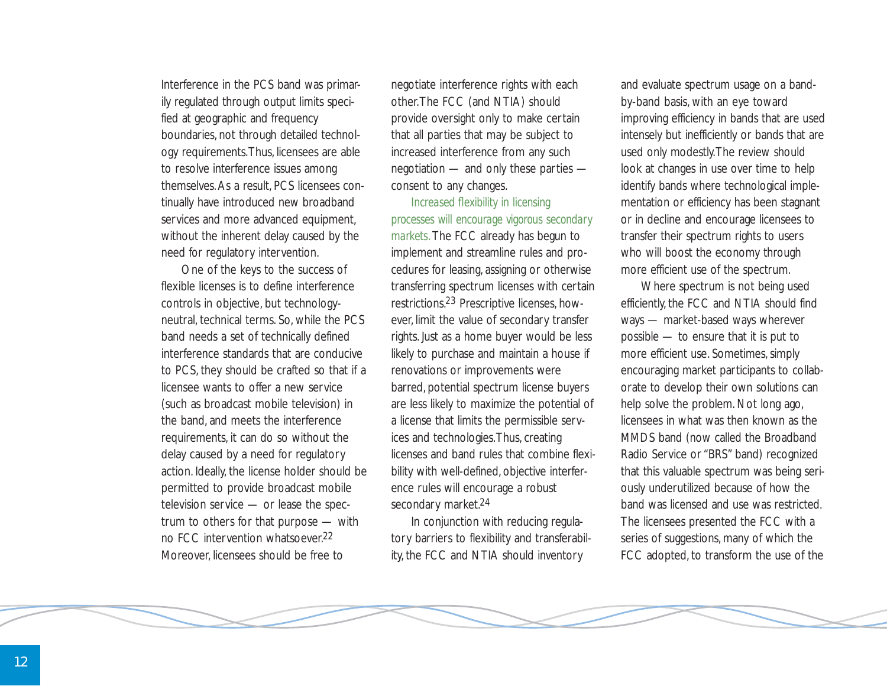Interference in the PCS band was primarily regulated through output limits specified at geographic and frequency boundaries, not through detailed technology requirements. Thus, licensees are able to resolve interference issues among themselves. As a result, PCS licensees continually have introduced new broadband services and more advanced equipment, without the inherent delay caused by the need for regulatory intervention.

One of the keys to the success of flexible licenses is to define interference controls in objective, but technology-neutral, technical terms. So, while the PCS band needs a set of technically defined interference standards that are conducive to PCS, they should be crafted so that if a licensee wants to offer a new service (such as broadcast mobile television) in the band, and meets the interference requirements, it can do so without the delay caused by a need for regulatory action. Ideally, the license holder should be permitted to provide broadcast mobile television service — or lease the spectrum to others for that purpose — with no FCC intervention whatsoever.[22] Moreover, licensees should be free to negotiate interference rights with each other. The FCC (and NTIA) should provide oversight only to make certain that all parties that may be subject to increased interference from any such negotiation — and only these parties — consent to any changes.

Increased flexibility in licensing processes will encourage vigorous secondary markets. The FCC already has begun to implement and streamline rules and procedures for leasing, assigning or otherwise transferring spectrum licenses with certain restrictions.[23] Prescriptive licenses, however, limit the value of secondary transfer rights. Just as a home buyer would be less likely to purchase and maintain a house if renovations or improvements were barred, potential spectrum license buyers are less likely to maximize the potential of a license that limits the permissible services and technologies. Thus, creating licenses and band rules that combine flexibility with well-defined, objective interference rules will encourage a robust secondary market.[24]

In conjunction with reducing regulatory barriers to flexibility and transferability, the FCC and NTIA should inventory and evaluate spectrum usage on a band-by-band basis, with an eye toward improving efficiency in bands that are used intensely but inefficiently or bands that are used only modestly. The review should look at changes in use over time to help identify bands where technological implementation or efficiency has been stagnant or in decline and encourage licensees to transfer their spectrum rights to users who will boost the economy through more efficient use of the spectrum.

Where spectrum is not being used efficiently, the FCC and NTIA should find ways — market-based ways wherever possible — to ensure that it is put to more efficient use. Sometimes, simply encouraging market participants to collaborate to develop their own solutions can help solve the problem. Not long ago, licensees in what was then known as the MMDS band (now called the Broadband Radio Service or "BRS" band) recognized that this valuable spectrum was being seriously underutilized because of how the band was licensed and use was restricted. The licensees presented the FCC with a series of suggestions, many of which the FCC adopted, to transform the use of the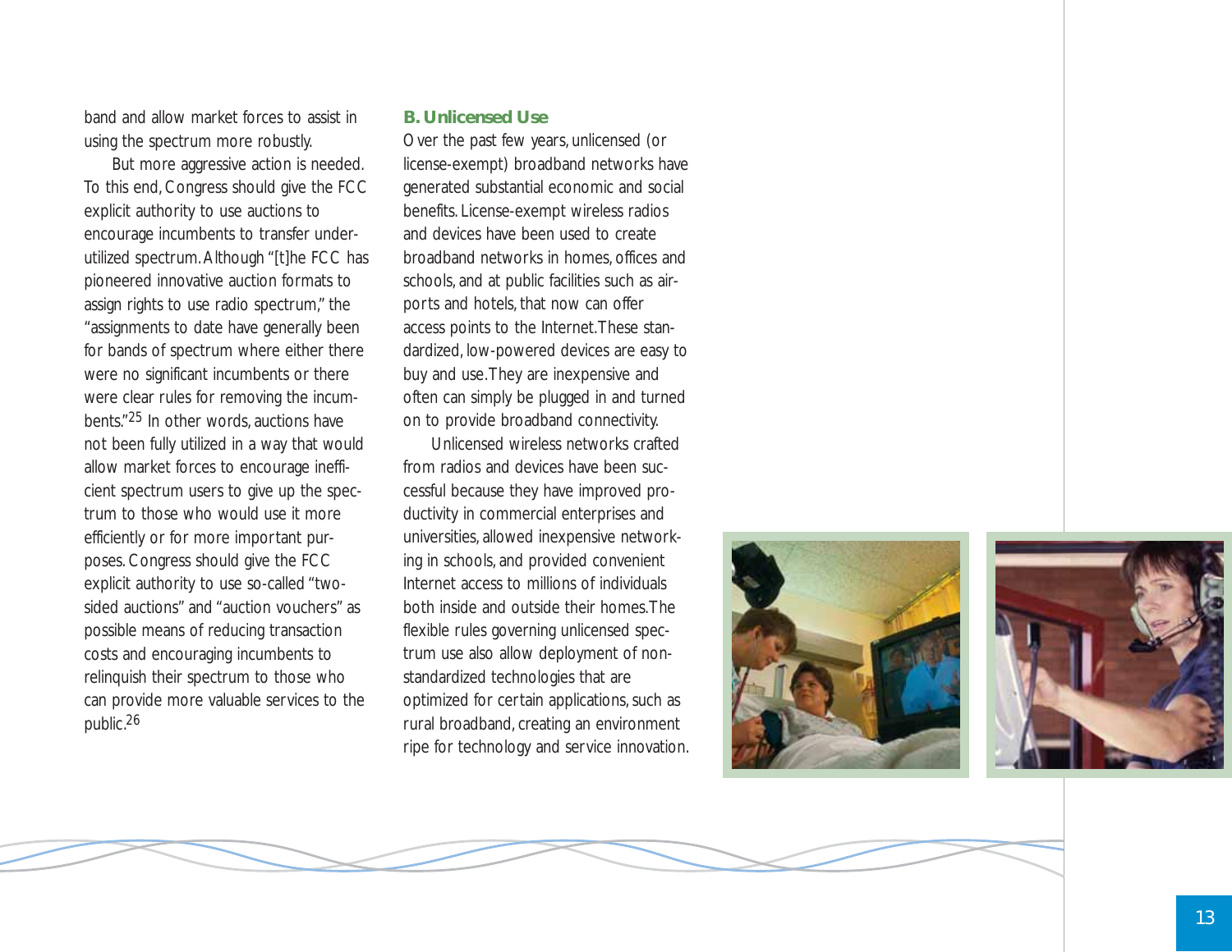band and allow market forces to assist in using the spectrum more robustly.

But more aggressive action is needed. To this end, Congress should give the FCC explicit authority to use auctions to encourage incumbents to transfer underutilized spectrum. Although "[t]he FCC has pioneered innovative auction formats to assign rights to use radio spectrum," the "assignments to date have generally been for bands of spectrum where either there were no significant incumbents or there were clear rules for removing the incumbents."[25] In other words, auctions have not been fully utilized in a way that would allow market forces to encourage inefficient spectrum users to give up the spectrum to those who would use it more efficiently or for more important purposes. Congress should give the FCC explicit authority to use so-called "two-sided auctions" and "auction vouchers" as possible means of reducing transaction costs and encouraging incumbents to relinquish their spectrum to those who can provide more valuable services to the public.[26]

### B. Unlicensed Use

Over the past few years, unlicensed (or license-exempt) broadband networks have generated substantial economic and social benefits. License-exempt wireless radios and devices have been used to create broadband networks in homes, offices and schools, and at public facilities such as airports and hotels, that now can offer access points to the Internet. These standardized, low-powered devices are easy to buy and use. They are inexpensive and often can simply be plugged in and turned on to provide broadband connectivity.

Unlicensed wireless networks crafted from radios and devices have been successful because they have improved productivity in commercial enterprises and universities, allowed inexpensive networking in schools, and provided convenient Internet access to millions of individuals both inside and outside their homes. The flexible rules governing unlicensed spectrum use also allow deployment of non-standardized technologies that are optimized for certain applications, such as rural broadband, creating an environment ripe for technology and service innovation.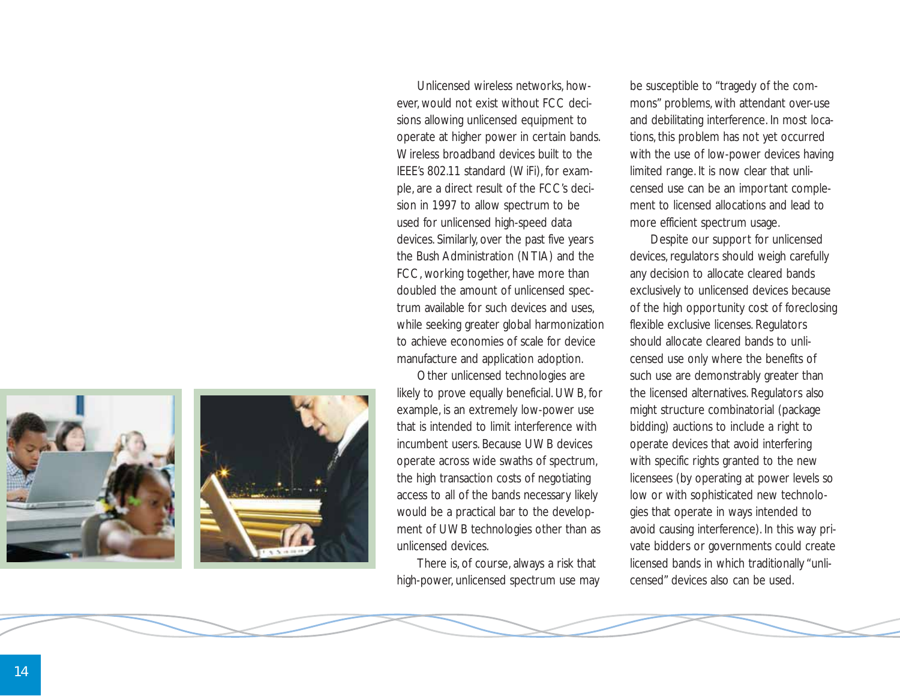Unlicensed wireless networks, however, would not exist without FCC decisions allowing unlicensed equipment to operate at higher power in certain bands. Wireless broadband devices built to the IEEE's 802.11 standard (WiFi), for example, are a direct result of the FCC's decision in 1997 to allow spectrum to be used for unlicensed high-speed data devices. Similarly, over the past five years the Bush Administration (NTIA) and the FCC, working together, have more than doubled the amount of unlicensed spectrum available for such devices and uses, while seeking greater global harmonization to achieve economies of scale for device manufacture and application adoption.

Other unlicensed technologies are likely to prove equally beneficial. UWB, for example, is an extremely low-power use that is intended to limit interference with incumbent users. Because UWB devices operate across wide swaths of spectrum, the high transaction costs of negotiating access to all of the bands necessary likely would be a practical bar to the development of UWB technologies other than as unlicensed devices.

There is, of course, always a risk that high-power, unlicensed spectrum use may be susceptible to "tragedy of the commons" problems, with attendant over-use and debilitating interference. In most locations, this problem has not yet occurred with the use of low-power devices having limited range. It is now clear that unlicensed use can be an important complement to licensed allocations and lead to more efficient spectrum usage.

Despite our support for unlicensed devices, regulators should weigh carefully any decision to allocate cleared bands exclusively to unlicensed devices because of the high opportunity cost of foreclosing flexible exclusive licenses. Regulators should allocate cleared bands to unlicensed use only where the benefits of such use are demonstrably greater than the licensed alternatives. Regulators also might structure combinatorial (package bidding) auctions to include a right to operate devices that avoid interfering with specific rights granted to the new licensees (by operating at power levels so low or with sophisticated new technologies that operate in ways intended to avoid causing interference). In this way private bidders or governments could create licensed bands in which traditionally "unlicensed" devices also can be used.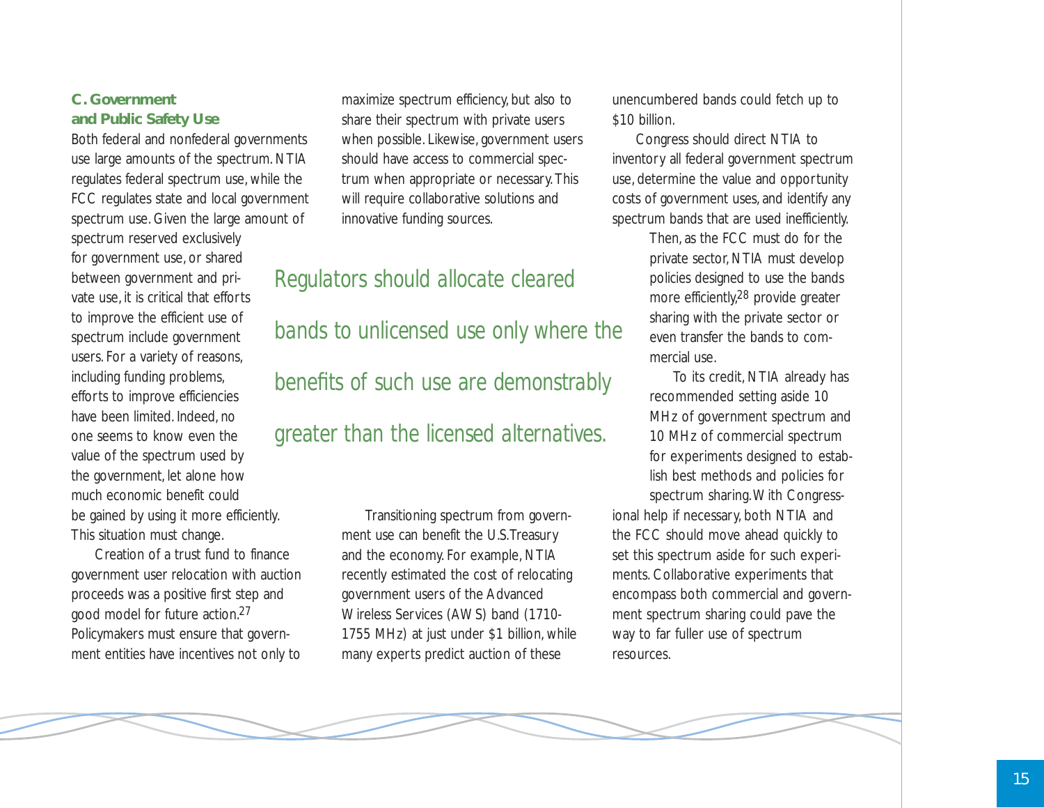### C. Government and Public Safety Use

Both federal and nonfederal governments use large amounts of the spectrum. NTIA regulates federal spectrum use, while the FCC regulates state and local government spectrum use. Given the large amount of spectrum reserved exclusively for government use, or shared between government and private use, it is critical that efforts to improve the efficient use of spectrum include government users. For a variety of reasons, including funding problems, efforts to improve efficiencies have been limited. Indeed, no one seems to know even the value of the spectrum used by the government, let alone how much economic benefit could be gained by using it more efficiently. This situation must change.

Creation of a trust fund to finance government user relocation with auction proceeds was a positive first step and good model for future action.[27] Policymakers must ensure that government entities have incentives not only to maximize spectrum efficiency, but also to share their spectrum with private users when possible. Likewise, government users should have access to commercial spectrum when appropriate or necessary. This will require collaborative solutions and innovative funding sources.

> Regulators should allocate cleared bands to unlicensed use only where the benefits of such use are demonstrably greater than the licensed alternatives.

Transitioning spectrum from government use can benefit the U.S.Treasury and the economy. For example, NTIA recently estimated the cost of relocating government users of the Advanced Wireless Services (AWS) band (1710-1755 MHz) at just under $1 billion, while many experts predict auction of these unencumbered bands could fetch up to $10 billion.

Congress should direct NTIA to inventory all federal government spectrum use, determine the value and opportunity costs of government uses, and identify any spectrum bands that are used inefficiently. Then, as the FCC must do for the private sector, NTIA must develop policies designed to use the bands more efficiently,[28] provide greater sharing with the private sector or even transfer the bands to commercial use.

To its credit, NTIA already has recommended setting aside 10 MHz of government spectrum and 10 MHz of commercial spectrum for experiments designed to establish best methods and policies for spectrum sharing. With Congressional help if necessary, both NTIA and the FCC should move ahead quickly to set this spectrum aside for such experiments. Collaborative experiments that encompass both commercial and government spectrum sharing could pave the way to far fuller use of spectrum resources.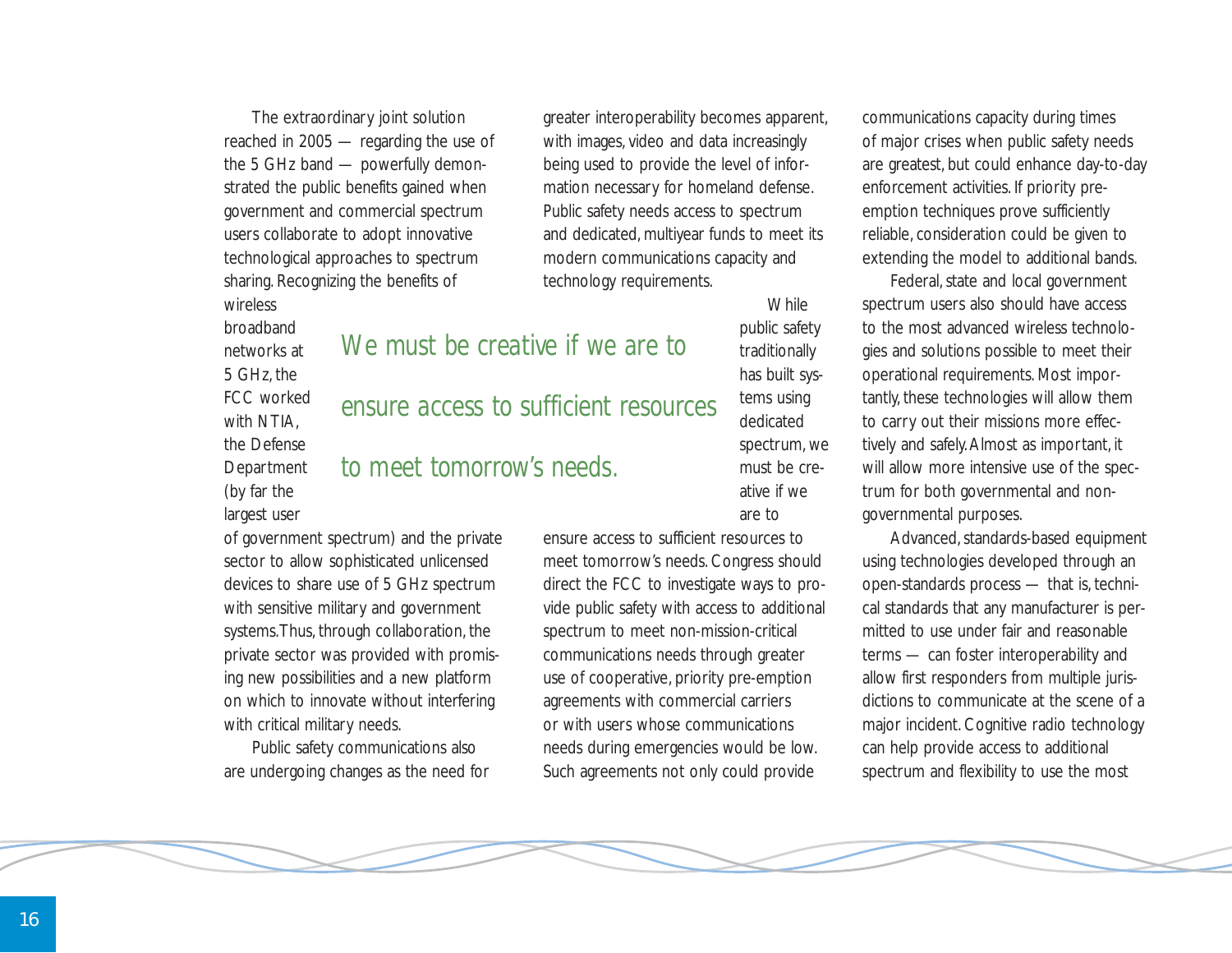The extraordinary joint solution reached in 2005 — regarding the use of the 5 GHz band — powerfully demonstrated the public benefits gained when government and commercial spectrum users collaborate to adopt innovative technological approaches to spectrum sharing. Recognizing the benefits of wireless broadband networks at 5 GHz, the FCC worked with NTIA, the Defense Department (by far the largest user of government spectrum) and the private sector to allow sophisticated unlicensed devices to share use of 5 GHz spectrum with sensitive military and government systems. Thus, through collaboration, the private sector was provided with promising new possibilities and a new platform on which to innovate without interfering with critical military needs.

Public safety communications also are undergoing changes as the need for greater interoperability becomes apparent, with images, video and data increasingly being used to provide the level of information necessary for homeland defense. Public safety needs access to spectrum and dedicated, multiyear funds to meet its modern communications capacity and technology requirements.

> We must be creative if we are to ensure access to sufficient resources to meet tomorrow's needs.

While public safety traditionally has built systems using dedicated spectrum, we must be creative if we are to ensure access to sufficient resources to meet tomorrow's needs. Congress should direct the FCC to investigate ways to provide public safety with access to additional spectrum to meet non-mission-critical communications needs through greater use of cooperative, priority pre-emption agreements with commercial carriers or with users whose communications needs during emergencies would be low. Such agreements not only could provide communications capacity during times of major crises when public safety needs are greatest, but could enhance day-to-day enforcement activities. If priority pre-emption techniques prove sufficiently reliable, consideration could be given to extending the model to additional bands.

Federal, state and local government spectrum users also should have access to the most advanced wireless technologies and solutions possible to meet their operational requirements. Most importantly, these technologies will allow them to carry out their missions more effectively and safely. Almost as important, it will allow more intensive use of the spectrum for both governmental and non-governmental purposes.

Advanced, standards-based equipment using technologies developed through an open-standards process — that is, technical standards that any manufacturer is permitted to use under fair and reasonable terms — can foster interoperability and allow first responders from multiple jurisdictions to communicate at the scene of a major incident. Cognitive radio technology can help provide access to additional spectrum and flexibility to use the most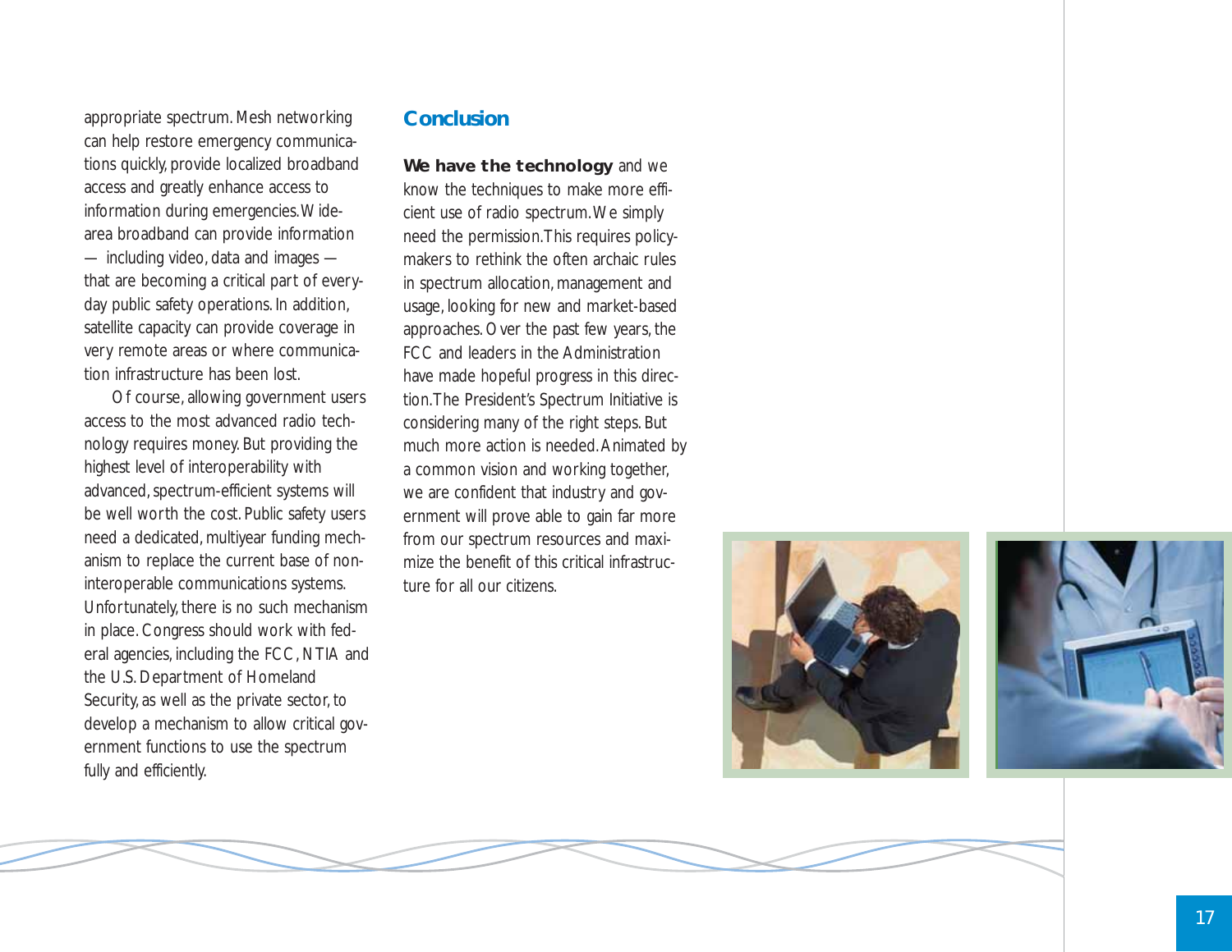appropriate spectrum. Mesh networking can help restore emergency communications quickly, provide localized broadband access and greatly enhance access to information during emergencies. Wide-area broadband can provide information — including video, data and images — that are becoming a critical part of everyday public safety operations. In addition, satellite capacity can provide coverage in very remote areas or where communication infrastructure has been lost.

Of course, allowing government users access to the most advanced radio technology requires money. But providing the highest level of interoperability with advanced, spectrum-efficient systems will be well worth the cost. Public safety users need a dedicated, multiyear funding mechanism to replace the current base of non-interoperable communications systems. Unfortunately, there is no such mechanism in place. Congress should work with federal agencies, including the FCC, NTIA and the U.S. Department of Homeland Security, as well as the private sector, to develop a mechanism to allow critical government functions to use the spectrum fully and efficiently.

## Conclusion

**We have the technology** and we know the techniques to make more efficient use of radio spectrum. We simply need the permission. This requires policymakers to rethink the often archaic rules in spectrum allocation, management and usage, looking for new and market-based approaches. Over the past few years, the FCC and leaders in the Administration have made hopeful progress in this direction. The President's Spectrum Initiative is considering many of the right steps. But much more action is needed. Animated by a common vision and working together, we are confident that industry and government will prove able to gain far more from our spectrum resources and maximize the benefit of this critical infrastructure for all our citizens.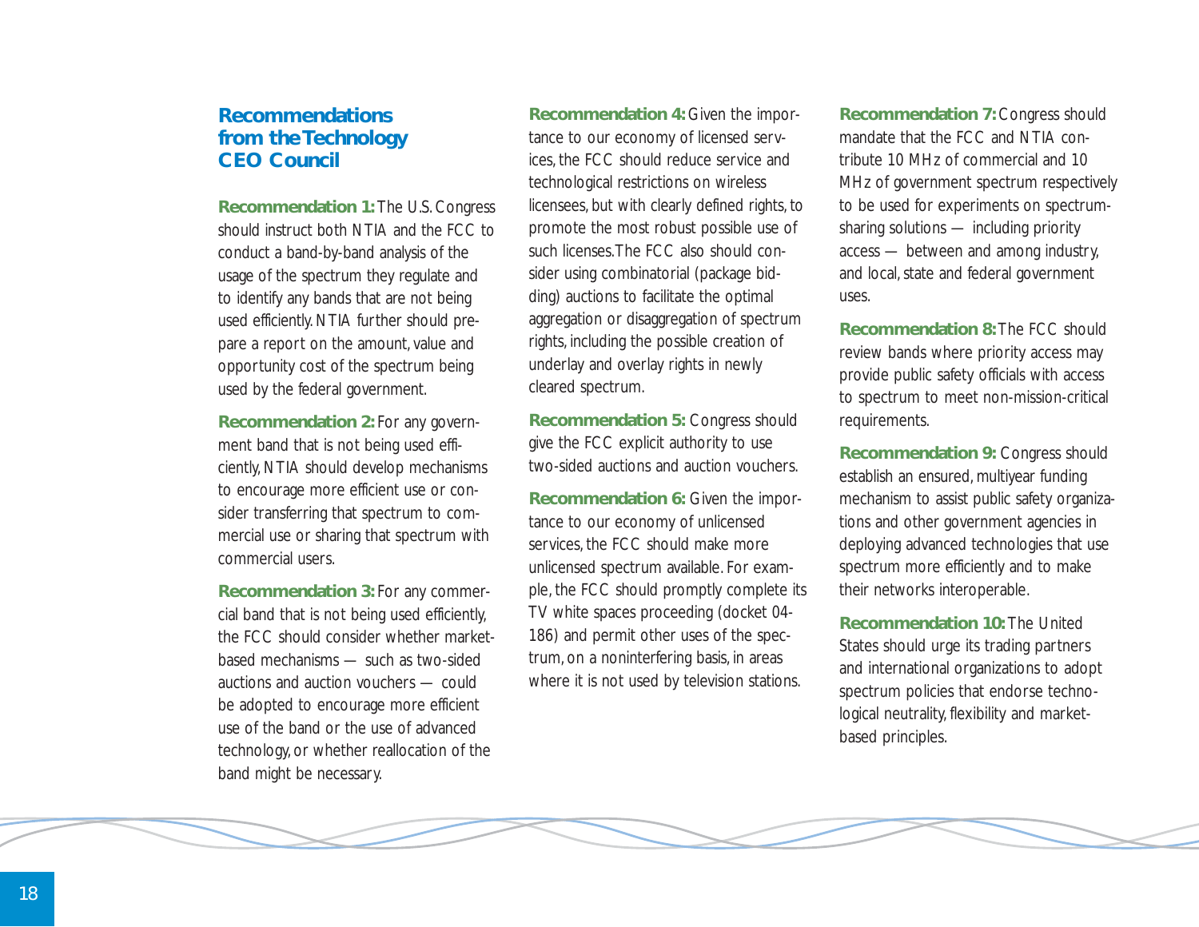## Recommendations from the Technology CEO Council

**Recommendation 1:** The U.S. Congress should instruct both NTIA and the FCC to conduct a band-by-band analysis of the usage of the spectrum they regulate and to identify any bands that are not being used efficiently. NTIA further should prepare a report on the amount, value and opportunity cost of the spectrum being used by the federal government.

**Recommendation 2:** For any government band that is not being used efficiently, NTIA should develop mechanisms to encourage more efficient use or consider transferring that spectrum to commercial use or sharing that spectrum with commercial users.

**Recommendation 3:** For any commercial band that is not being used efficiently, the FCC should consider whether market-based mechanisms — such as two-sided auctions and auction vouchers — could be adopted to encourage more efficient use of the band or the use of advanced technology, or whether reallocation of the band might be necessary.

**Recommendation 4:** Given the importance to our economy of licensed services, the FCC should reduce service and technological restrictions on wireless licensees, but with clearly defined rights, to promote the most robust possible use of such licenses. The FCC also should consider using combinatorial (package bidding) auctions to facilitate the optimal aggregation or disaggregation of spectrum rights, including the possible creation of underlay and overlay rights in newly cleared spectrum.

**Recommendation 5:** Congress should give the FCC explicit authority to use two-sided auctions and auction vouchers.

**Recommendation 6:** Given the importance to our economy of unlicensed services, the FCC should make more unlicensed spectrum available. For example, the FCC should promptly complete its TV white spaces proceeding (docket 04-186) and permit other uses of the spectrum, on a noninterfering basis, in areas where it is not used by television stations.

**Recommendation 7:** Congress should mandate that the FCC and NTIA contribute 10 MHz of commercial and 10 MHz of government spectrum respectively to be used for experiments on spectrum-sharing solutions — including priority access — between and among industry, and local, state and federal government uses.

**Recommendation 8:** The FCC should review bands where priority access may provide public safety officials with access to spectrum to meet non-mission-critical requirements.

**Recommendation 9:** Congress should establish an ensured, multiyear funding mechanism to assist public safety organizations and other government agencies in deploying advanced technologies that use spectrum more efficiently and to make their networks interoperable.

**Recommendation 10:** The United States should urge its trading partners and international organizations to adopt spectrum policies that endorse technological neutrality, flexibility and market-based principles.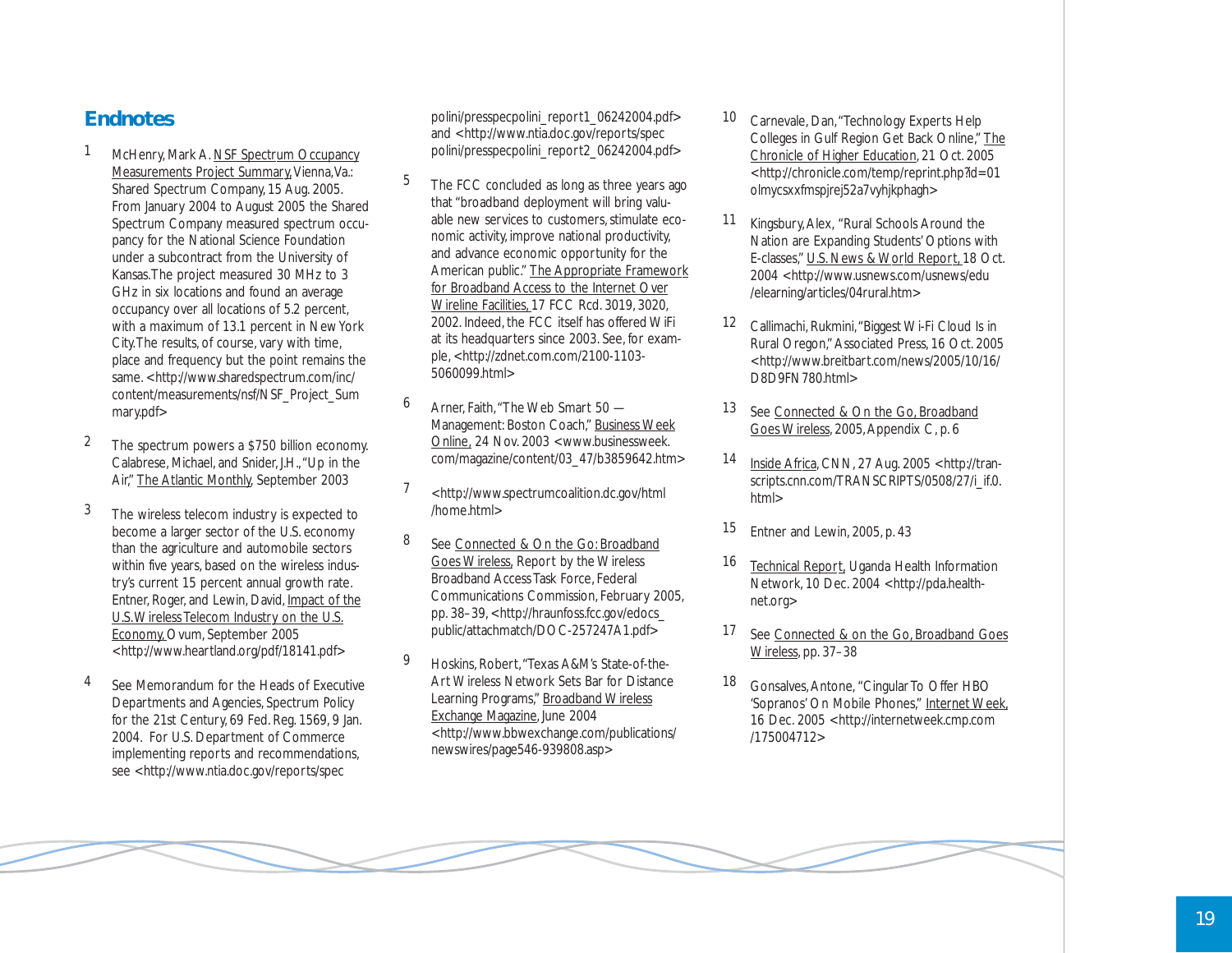## Endnotes

1. McHenry, Mark A. NSF Spectrum Occupancy Measurements Project Summary, Vienna, Va.: Shared Spectrum Company, 15 Aug. 2005. From January 2004 to August 2005 the Shared Spectrum Company measured spectrum occupancy for the National Science Foundation under a subcontract from the University of Kansas. The project measured 30 MHz to 3 GHz in six locations and found an average occupancy over all locations of 5.2 percent, with a maximum of 13.1 percent in New York City. The results, of course, vary with time, place and frequency but the point remains the same. <http://www.sharedspectrum.com/inc/content/measurements/nsf/NSF_Project_Summary.pdf>

2. The spectrum powers a $750 billion economy. Calabrese, Michael, and Snider, J.H., "Up in the Air," The Atlantic Monthly, September 2003

3. The wireless telecom industry is expected to become a larger sector of the U.S. economy than the agriculture and automobile sectors within five years, based on the wireless industry's current 15 percent annual growth rate. Entner, Roger, and Lewin, David, Impact of the U.S. Wireless Telecom Industry on the U.S. Economy, Ovum, September 2005 <http://www.heartland.org/pdf/18141.pdf>

4. See Memorandum for the Heads of Executive Departments and Agencies, Spectrum Policy for the 21st Century, 69 Fed. Reg. 1569, 9 Jan. 2004. For U.S. Department of Commerce implementing reports and recommendations, see <http://www.ntia.doc.gov/reports/specpolini/presspecpolini_report1_06242004.pdf> and <http://www.ntia.doc.gov/reports/specpolini/presspecpolini_report2_06242004.pdf>

5. The FCC concluded as long as three years ago that "broadband deployment will bring valuable new services to customers, stimulate economic activity, improve national productivity, and advance economic opportunity for the American public." The Appropriate Framework for Broadband Access to the Internet Over Wireline Facilities, 17 FCC Rcd. 3019, 3020, 2002. Indeed, the FCC itself has offered WiFi at its headquarters since 2003. See, for example, <http://zdnet.com.com/2100-1103-5060099.html>

6. Arner, Faith, "The Web Smart 50 — Management: Boston Coach," Business Week Online, 24 Nov. 2003 <www.businessweek.com/magazine/content/03_47/b3859642.htm>

7. <http://www.spectrumcoalition.dc.gov/html/home.html>

8. See Connected & On the Go: Broadband Goes Wireless, Report by the Wireless Broadband Access Task Force, Federal Communications Commission, February 2005, pp. 38–39, <http://hraunfoss.fcc.gov/edocs_public/attachmatch/DOC-257247A1.pdf>

9. Hoskins, Robert, "Texas A&M's State-of-the-Art Wireless Network Sets Bar for Distance Learning Programs," Broadband Wireless Exchange Magazine, June 2004 <http://www.bbwexchange.com/publications/newswires/page546-939808.asp>

10. Carnevale, Dan, "Technology Experts Help Colleges in Gulf Region Get Back Online," The Chronicle of Higher Education, 21 Oct. 2005 <http://chronicle.com/temp/reprint.php?id=01olmycsxxfmspjrej52a7vyhjkphagh>

11. Kingsbury, Alex, "Rural Schools Around the Nation are Expanding Students' Options with E-classes," U.S. News & World Report, 18 Oct. 2004 <http://www.usnews.com/usnews/edu/elearning/articles/04rural.htm>

12. Callimachi, Rukmini, "Biggest Wi-Fi Cloud Is in Rural Oregon," Associated Press, 16 Oct. 2005 <http://www.breitbart.com/news/2005/10/16/D8D9FN780.html>

13. See Connected & On the Go, Broadband Goes Wireless, 2005, Appendix C, p. 6

14. Inside Africa, CNN, 27 Aug. 2005 <http://transcripts.cnn.com/TRANSCRIPTS/0508/27/i_if.0.html>

15. Entner and Lewin, 2005, p. 43

16. Technical Report, Uganda Health Information Network, 10 Dec. 2004 <http://pda.healthnet.org>

17. See Connected & on the Go, Broadband Goes Wireless, pp. 37–38

18. Gonsalves, Antone, "Cingular To Offer HBO 'Sopranos' On Mobile Phones," Internet Week, 16 Dec. 2005 <http://internetweek.cmp.com/175004712>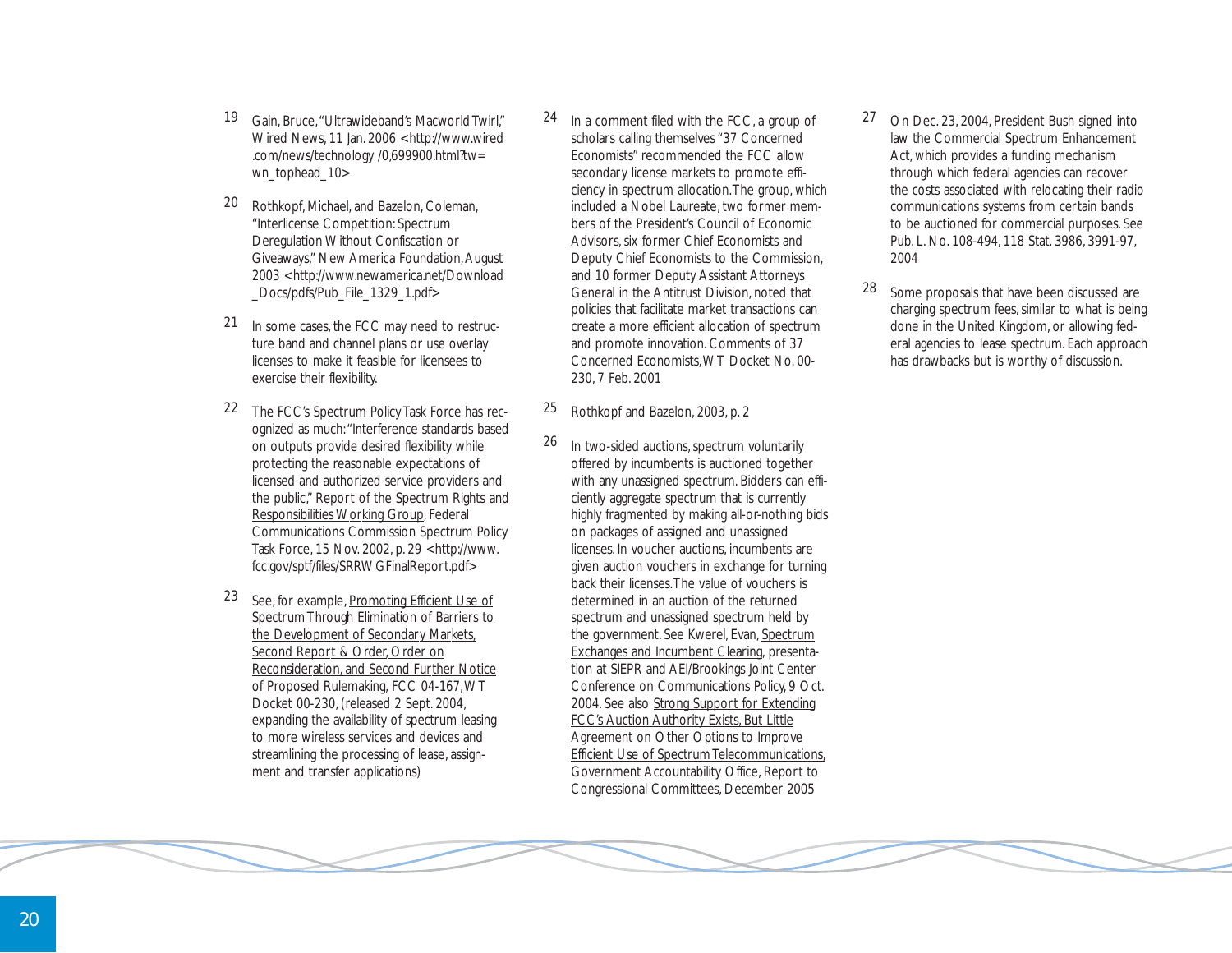19 Gain, Bruce, "Ultrawideband's Macworld Twirl," Wired News, 11 Jan. 2006 <http://www.wired.com/news/technology/0,699900.html?tw=wn_tophead_10>

20 Rothkopf, Michael, and Bazelon, Coleman, "Interlicense Competition: Spectrum Deregulation Without Confiscation or Giveaways," New America Foundation, August 2003 <http://www.newamerica.net/Download_Docs/pdfs/Pub_File_1329_1.pdf>

21 In some cases, the FCC may need to restructure band and channel plans or use overlay licenses to make it feasible for licensees to exercise their flexibility.

22 The FCC's Spectrum Policy Task Force has recognized as much: "Interference standards based on outputs provide desired flexibility while protecting the reasonable expectations of licensed and authorized service providers and the public," Report of the Spectrum Rights and Responsibilities Working Group, Federal Communications Commission Spectrum Policy Task Force, 15 Nov. 2002, p. 29 <http://www.fcc.gov/sptf/files/SRRWGFinalReport.pdf>

23 See, for example, Promoting Efficient Use of Spectrum Through Elimination of Barriers to the Development of Secondary Markets, Second Report & Order, Order on Reconsideration, and Second Further Notice of Proposed Rulemaking, FCC 04-167, WT Docket 00-230, (released 2 Sept. 2004, expanding the availability of spectrum leasing to more wireless services and devices and streamlining the processing of lease, assignment and transfer applications)

24 In a comment filed with the FCC, a group of scholars calling themselves "37 Concerned Economists" recommended the FCC allow secondary license markets to promote efficiency in spectrum allocation. The group, which included a Nobel Laureate, two former members of the President's Council of Economic Advisors, six former Chief Economists and Deputy Chief Economists to the Commission, and 10 former Deputy Assistant Attorneys General in the Antitrust Division, noted that policies that facilitate market transactions can create a more efficient allocation of spectrum and promote innovation. Comments of 37 Concerned Economists, WT Docket No. 00-230, 7 Feb. 2001

25 Rothkopf and Bazelon, 2003, p. 2

26 In two-sided auctions, spectrum voluntarily offered by incumbents is auctioned together with any unassigned spectrum. Bidders can efficiently aggregate spectrum that is currently highly fragmented by making all-or-nothing bids on packages of assigned and unassigned licenses. In voucher auctions, incumbents are given auction vouchers in exchange for turning back their licenses. The value of vouchers is determined in an auction of the returned spectrum and unassigned spectrum held by the government. See Kwerel, Evan, Spectrum Exchanges and Incumbent Clearing, presentation at SIEPR and AEI/Brookings Joint Center Conference on Communications Policy, 9 Oct. 2004. See also Strong Support for Extending FCC's Auction Authority Exists, But Little Agreement on Other Options to Improve Efficient Use of Spectrum Telecommunications, Government Accountability Office, Report to Congressional Committees, December 2005

27 On Dec. 23, 2004, President Bush signed into law the Commercial Spectrum Enhancement Act, which provides a funding mechanism through which federal agencies can recover the costs associated with relocating their radio communications systems from certain bands to be auctioned for commercial purposes. See Pub. L. No. 108-494, 118 Stat. 3986, 3991-97, 2004

28 Some proposals that have been discussed are charging spectrum fees, similar to what is being done in the United Kingdom, or allowing federal agencies to lease spectrum. Each approach has drawbacks but is worthy of discussion.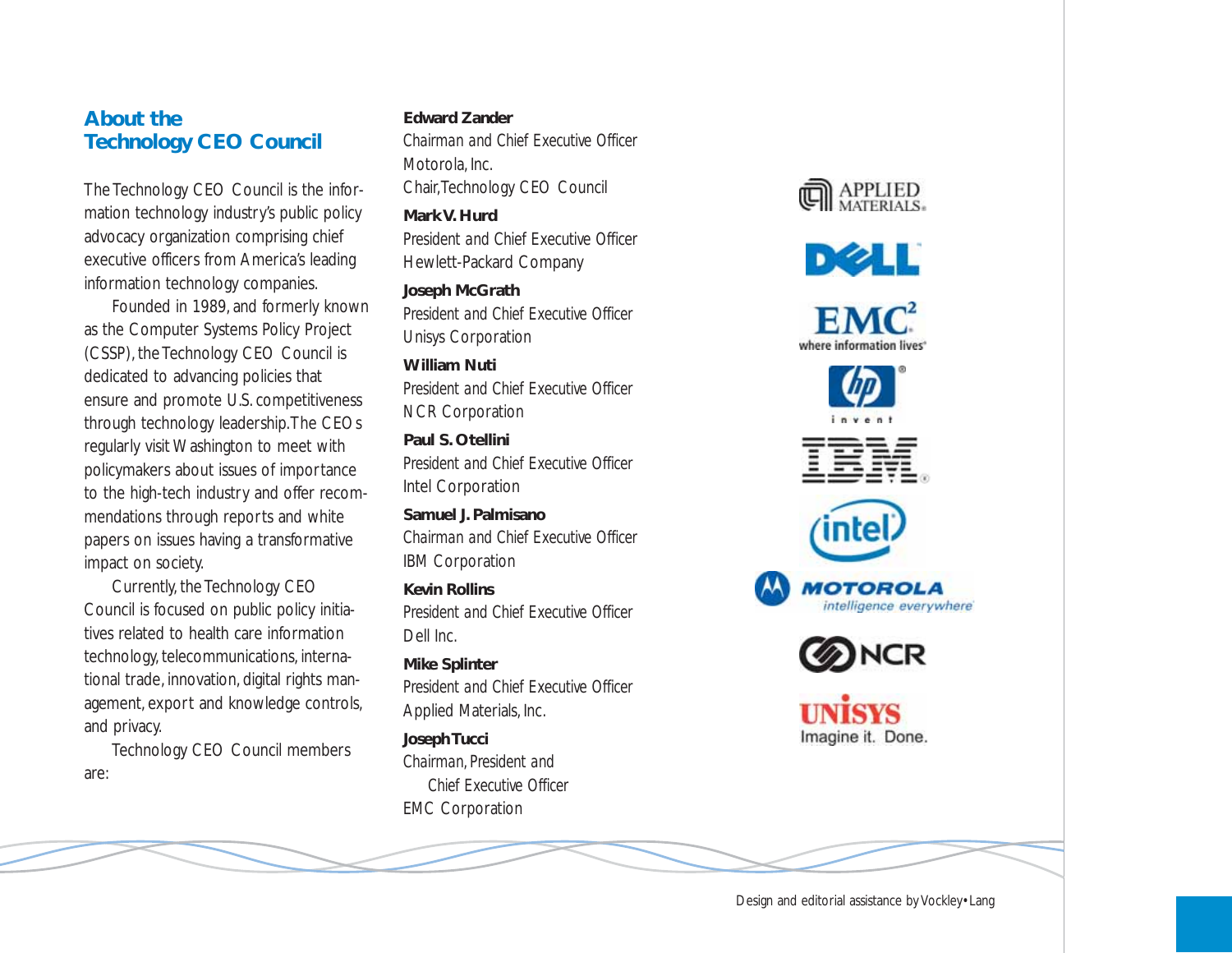## About the Technology CEO Council

The Technology CEO Council is the information technology industry's public policy advocacy organization comprising chief executive officers from America's leading information technology companies.

Founded in 1989, and formerly known as the Computer Systems Policy Project (CSSP), the Technology CEO Council is dedicated to advancing policies that ensure and promote U.S. competitiveness through technology leadership. The CEOs regularly visit Washington to meet with policymakers about issues of importance to the high-tech industry and offer recommendations through reports and white papers on issues having a transformative impact on society.

Currently, the Technology CEO Council is focused on public policy initiatives related to health care information technology, telecommunications, international trade, innovation, digital rights management, export and knowledge controls, and privacy.

Technology CEO Council members are:

**Edward Zander**
*Chairman and Chief Executive Officer*
Motorola, Inc.
Chair, Technology CEO Council

**Mark V. Hurd**
*President and Chief Executive Officer*
Hewlett-Packard Company

**Joseph McGrath**
*President and Chief Executive Officer*
Unisys Corporation

**William Nuti**
*President and Chief Executive Officer*
NCR Corporation

**Paul S. Otellini**
*President and Chief Executive Officer*
Intel Corporation

**Samuel J. Palmisano**
*Chairman and Chief Executive Officer*
IBM Corporation

**Kevin Rollins**
*President and Chief Executive Officer*
Dell Inc.

**Mike Splinter**
*President and Chief Executive Officer*
Applied Materials, Inc.

**Joseph Tucci**
*Chairman, President and Chief Executive Officer*
EMC Corporation

Design and editorial assistance by Vockley•Lang